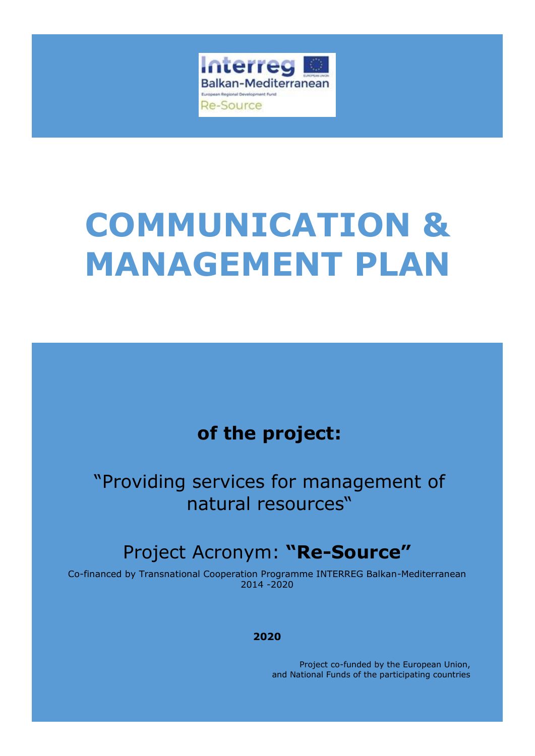# COMMUNICATION & MANAGEMENT PLAN

## of the project:

"Providing services for management of natural resources"

Project Acronym: **"Re-Source"**

Co-financed by Transnational Cooperation Programme INTERREG Balkan-Mediterranean 2014 -2020

**2020**

Project co-funded by the European Union, and National Funds of the participating countries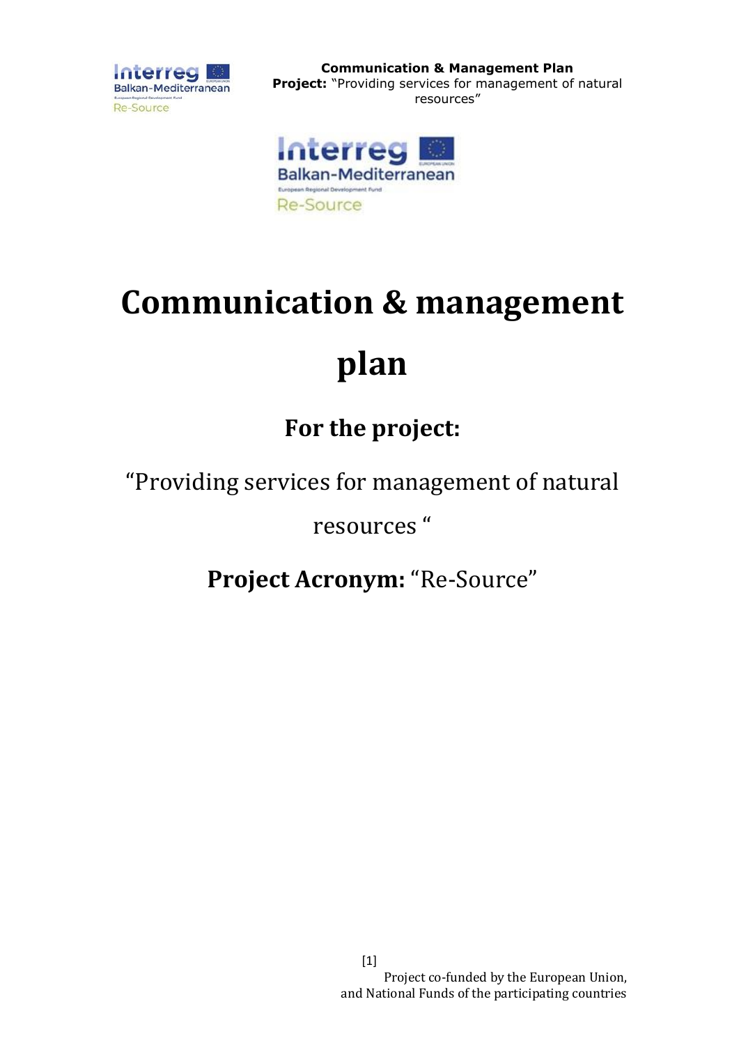# Communication & management plan

## For the project:

“Providing services for management of natural resources “

**Project Acronym:** “Re-Source”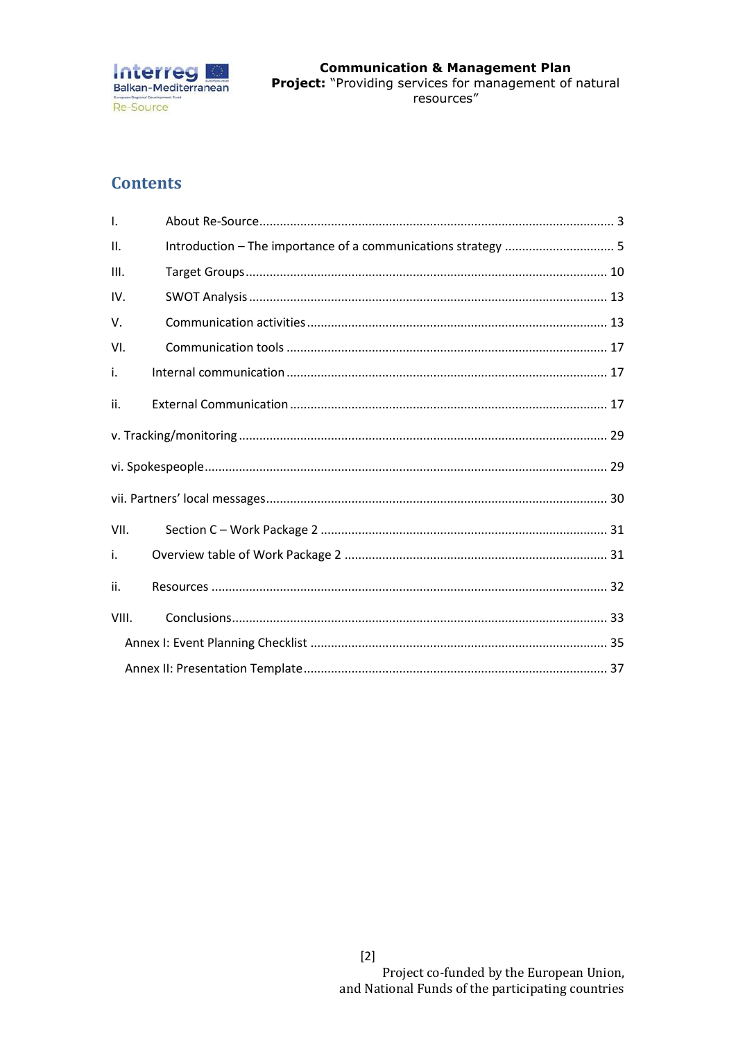## Contents

I. About Re-Source ..... 3

II. Introduction – The importance of a communications strategy ..... 5

III. Target Groups ..... 10

IV. SWOT Analysis ..... 13

V. Communication activities ..... 13

VI. Communication tools ..... 17

i. Internal communication ..... 17

ii. External Communication ..... 17

v. Tracking/monitoring ..... 29

vi. Spokespeople ..... 29

vii. Partners' local messages ..... 30

VII. Section C – Work Package 2 ..... 31

i. Overview table of Work Package 2 ..... 31

ii. Resources ..... 32

VIII. Conclusions ..... 33

Annex I: Event Planning Checklist ..... 35

Annex II: Presentation Template ..... 37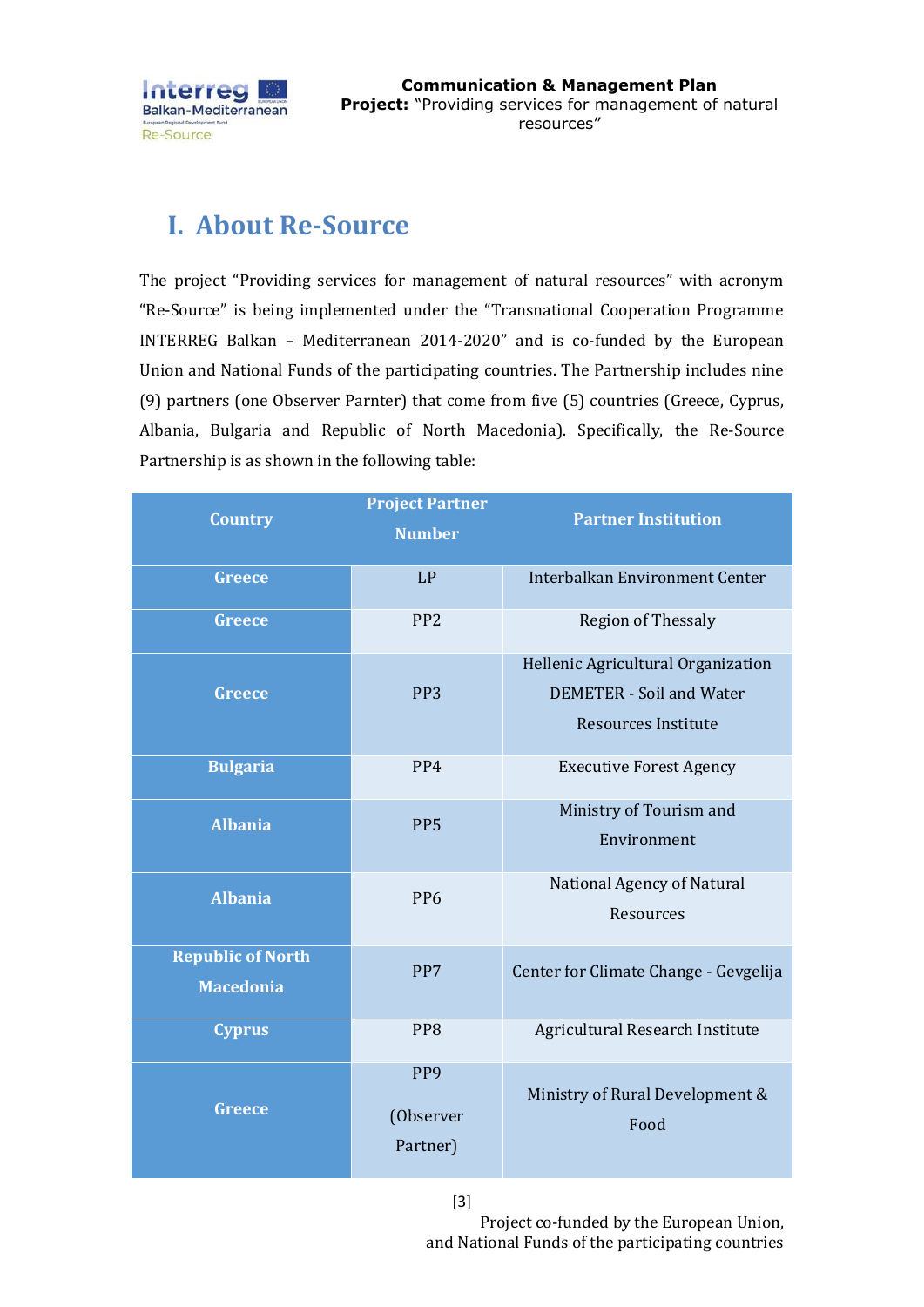# I. About Re-Source

The project "Providing services for management of natural resources" with acronym "Re-Source" is being implemented under the "Transnational Cooperation Programme INTERREG Balkan – Mediterranean 2014-2020" and is co-funded by the European Union and National Funds of the participating countries. The Partnership includes nine (9) partners (one Observer Parnter) that come from five (5) countries (Greece, Cyprus, Albania, Bulgaria and Republic of North Macedonia). Specifically, the Re-Source Partnership is as shown in the following table:

| Country | Project Partner Number | Partner Institution |
|---|---|---|
| **Greece** | LP | Interbalkan Environment Center |
| **Greece** | PP2 | Region of Thessaly |
| **Greece** | PP3 | Hellenic Agricultural Organization DEMETER - Soil and Water Resources Institute |
| **Bulgaria** | PP4 | Executive Forest Agency |
| **Albania** | PP5 | Ministry of Tourism and Environment |
| **Albania** | PP6 | National Agency of Natural Resources |
| **Republic of North Macedonia** | PP7 | Center for Climate Change - Gevgelija |
| **Cyprus** | PP8 | Agricultural Research Institute |
| **Greece** | PP9 (Observer Partner) | Ministry of Rural Development & Food |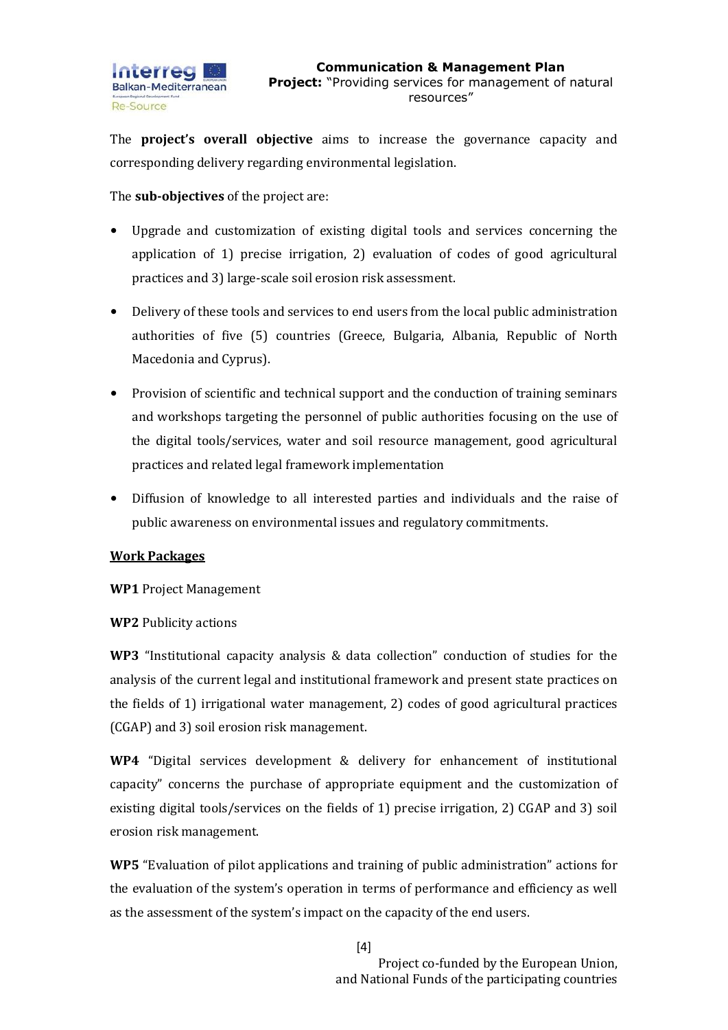The **project's overall objective** aims to increase the governance capacity and corresponding delivery regarding environmental legislation.

The **sub-objectives** of the project are:

- Upgrade and customization of existing digital tools and services concerning the application of 1) precise irrigation, 2) evaluation of codes of good agricultural practices and 3) large-scale soil erosion risk assessment.
- Delivery of these tools and services to end users from the local public administration authorities of five (5) countries (Greece, Bulgaria, Albania, Republic of North Macedonia and Cyprus).
- Provision of scientific and technical support and the conduction of training seminars and workshops targeting the personnel of public authorities focusing on the use of the digital tools/services, water and soil resource management, good agricultural practices and related legal framework implementation
- Diffusion of knowledge to all interested parties and individuals and the raise of public awareness on environmental issues and regulatory commitments.

**<u>Work Packages</u>**

**WP1** Project Management

**WP2** Publicity actions

**WP3** "Institutional capacity analysis & data collection" conduction of studies for the analysis of the current legal and institutional framework and present state practices on the fields of 1) irrigational water management, 2) codes of good agricultural practices (CGAP) and 3) soil erosion risk management.

**WP4** "Digital services development & delivery for enhancement of institutional capacity" concerns the purchase of appropriate equipment and the customization of existing digital tools/services on the fields of 1) precise irrigation, 2) CGAP and 3) soil erosion risk management.

**WP5** "Evaluation of pilot applications and training of public administration" actions for the evaluation of the system's operation in terms of performance and efficiency as well as the assessment of the system's impact on the capacity of the end users.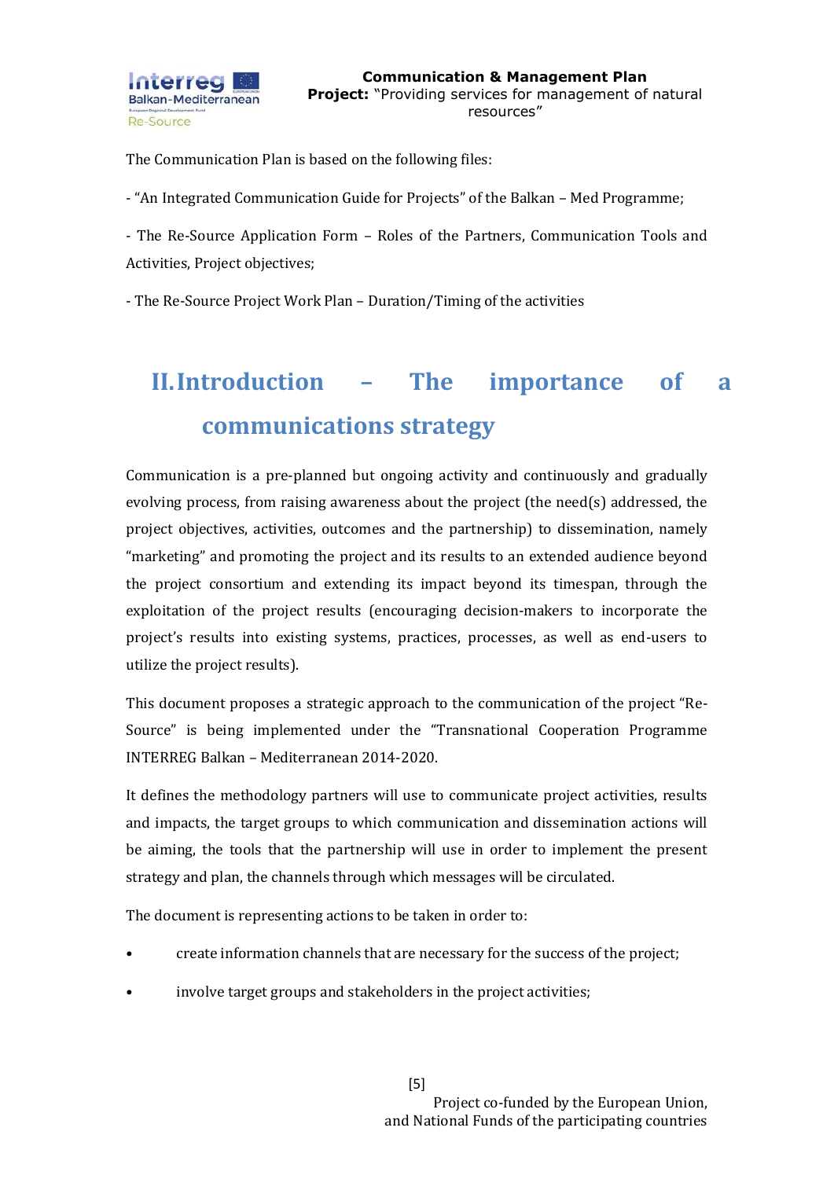The Communication Plan is based on the following files:

- "An Integrated Communication Guide for Projects" of the Balkan – Med Programme;

- The Re-Source Application Form – Roles of the Partners, Communication Tools and Activities, Project objectives;

- The Re-Source Project Work Plan – Duration/Timing of the activities

# II. Introduction – The importance of a communications strategy

Communication is a pre-planned but ongoing activity and continuously and gradually evolving process, from raising awareness about the project (the need(s) addressed, the project objectives, activities, outcomes and the partnership) to dissemination, namely "marketing" and promoting the project and its results to an extended audience beyond the project consortium and extending its impact beyond its timespan, through the exploitation of the project results (encouraging decision-makers to incorporate the project's results into existing systems, practices, processes, as well as end-users to utilize the project results).

This document proposes a strategic approach to the communication of the project "Re-Source" is being implemented under the "Transnational Cooperation Programme INTERREG Balkan – Mediterranean 2014-2020.

It defines the methodology partners will use to communicate project activities, results and impacts, the target groups to which communication and dissemination actions will be aiming, the tools that the partnership will use in order to implement the present strategy and plan, the channels through which messages will be circulated.

The document is representing actions to be taken in order to:

- create information channels that are necessary for the success of the project;
- involve target groups and stakeholders in the project activities;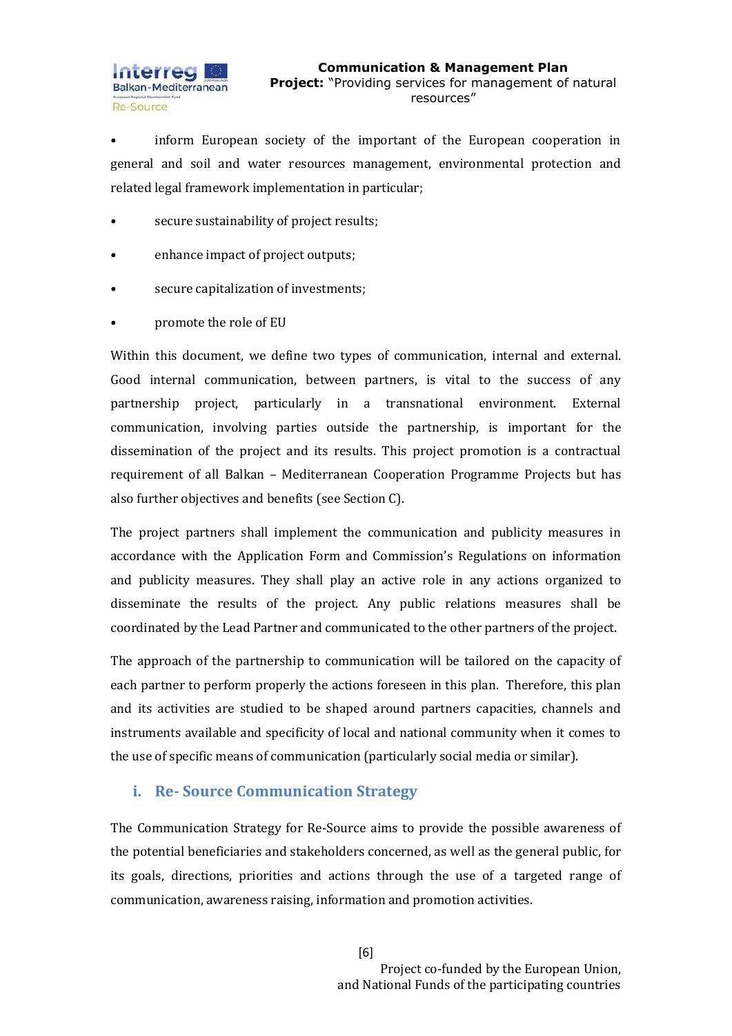- inform European society of the important of the European cooperation in general and soil and water resources management, environmental protection and related legal framework implementation in particular;
- secure sustainability of project results;
- enhance impact of project outputs;
- secure capitalization of investments;
- promote the role of EU

Within this document, we define two types of communication, internal and external. Good internal communication, between partners, is vital to the success of any partnership project, particularly in a transnational environment. External communication, involving parties outside the partnership, is important for the dissemination of the project and its results. This project promotion is a contractual requirement of all Balkan – Mediterranean Cooperation Programme Projects but has also further objectives and benefits (see Section C).

The project partners shall implement the communication and publicity measures in accordance with the Application Form and Commission's Regulations on information and publicity measures. They shall play an active role in any actions organized to disseminate the results of the project. Any public relations measures shall be coordinated by the Lead Partner and communicated to the other partners of the project.

The approach of the partnership to communication will be tailored on the capacity of each partner to perform properly the actions foreseen in this plan. Therefore, this plan and its activities are studied to be shaped around partners capacities, channels and instruments available and specificity of local and national community when it comes to the use of specific means of communication (particularly social media or similar).

### i. Re- Source Communication Strategy

The Communication Strategy for Re-Source aims to provide the possible awareness of the potential beneficiaries and stakeholders concerned, as well as the general public, for its goals, directions, priorities and actions through the use of a targeted range of communication, awareness raising, information and promotion activities.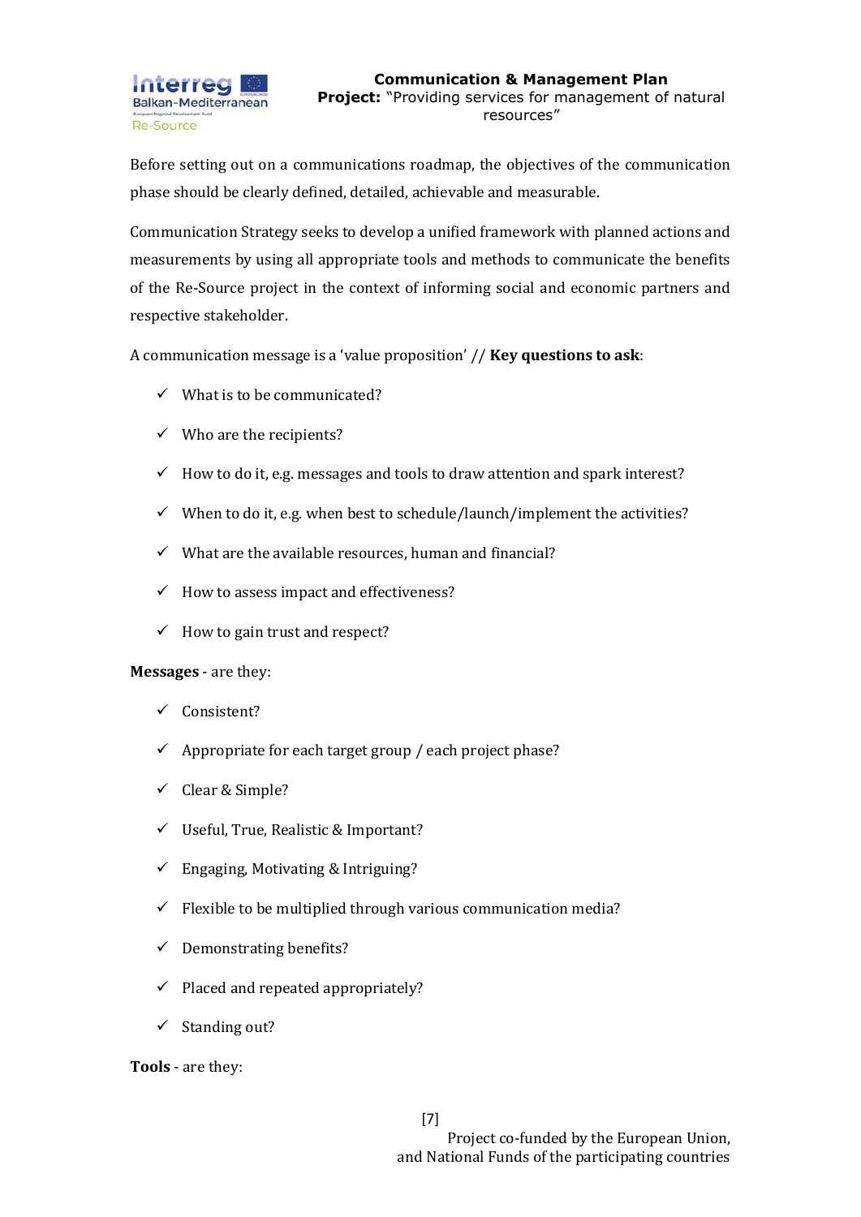Before setting out on a communications roadmap, the objectives of the communication phase should be clearly defined, detailed, achievable and measurable.

Communication Strategy seeks to develop a unified framework with planned actions and measurements by using all appropriate tools and methods to communicate the benefits of the Re-Source project in the context of informing social and economic partners and respective stakeholder.

A communication message is a 'value proposition' // **Key questions to ask**:

- ✓ What is to be communicated?
- ✓ Who are the recipients?
- ✓ How to do it, e.g. messages and tools to draw attention and spark interest?
- ✓ When to do it, e.g. when best to schedule/launch/implement the activities?
- ✓ What are the available resources, human and financial?
- ✓ How to assess impact and effectiveness?
- ✓ How to gain trust and respect?

**Messages** - are they:

- ✓ Consistent?
- ✓ Appropriate for each target group / each project phase?
- ✓ Clear & Simple?
- ✓ Useful, True, Realistic & Important?
- ✓ Engaging, Motivating & Intriguing?
- ✓ Flexible to be multiplied through various communication media?
- ✓ Demonstrating benefits?
- ✓ Placed and repeated appropriately?
- ✓ Standing out?

**Tools** - are they: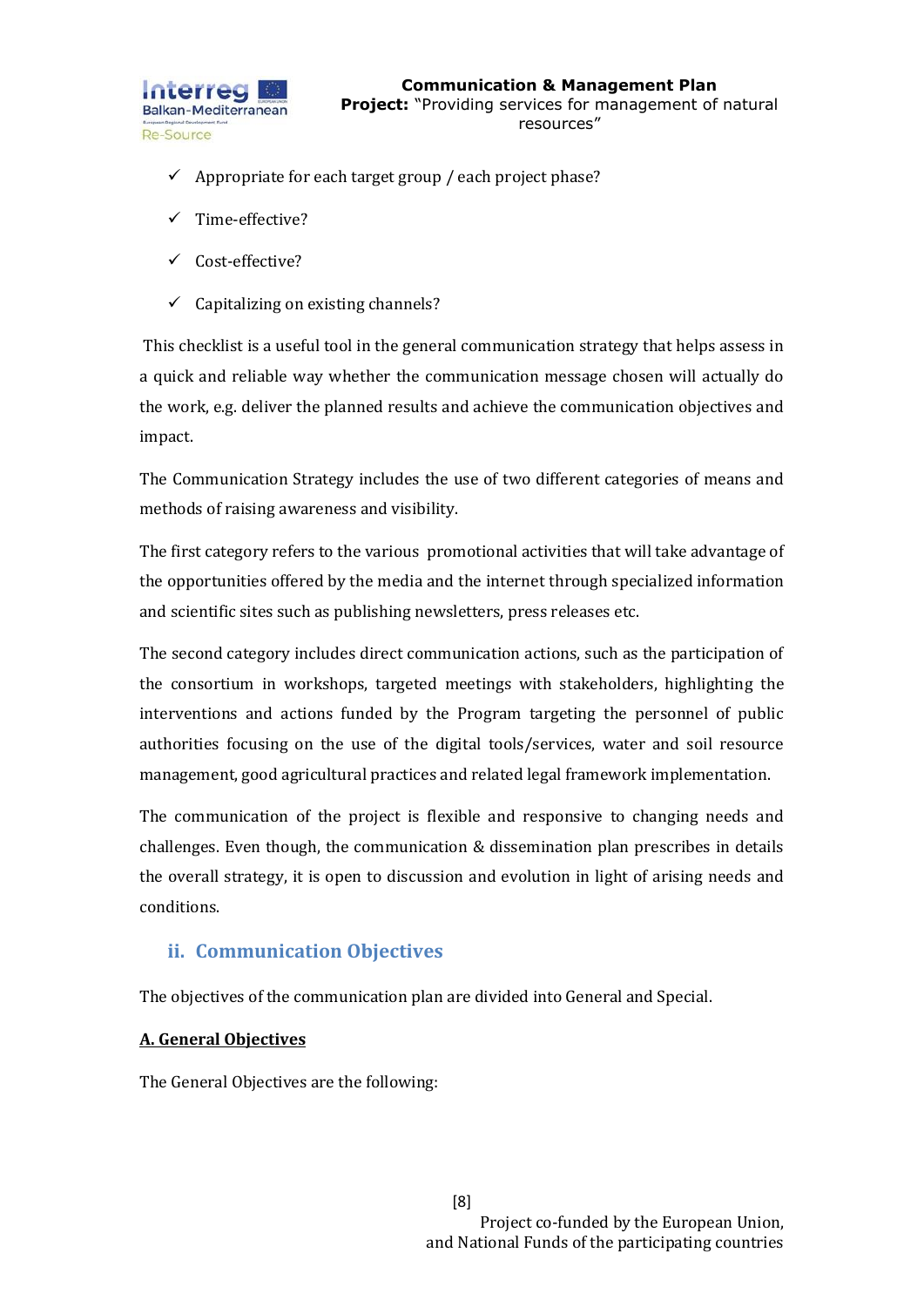- ✓ Appropriate for each target group / each project phase?
- ✓ Time-effective?
- ✓ Cost-effective?
- ✓ Capitalizing on existing channels?

This checklist is a useful tool in the general communication strategy that helps assess in a quick and reliable way whether the communication message chosen will actually do the work, e.g. deliver the planned results and achieve the communication objectives and impact.

The Communication Strategy includes the use of two different categories of means and methods of raising awareness and visibility.

The first category refers to the various promotional activities that will take advantage of the opportunities offered by the media and the internet through specialized information and scientific sites such as publishing newsletters, press releases etc.

The second category includes direct communication actions, such as the participation of the consortium in workshops, targeted meetings with stakeholders, highlighting the interventions and actions funded by the Program targeting the personnel of public authorities focusing on the use of the digital tools/services, water and soil resource management, good agricultural practices and related legal framework implementation.

The communication of the project is flexible and responsive to changing needs and challenges. Even though, the communication & dissemination plan prescribes in details the overall strategy, it is open to discussion and evolution in light of arising needs and conditions.

## ii. Communication Objectives

The objectives of the communication plan are divided into General and Special.

**A. General Objectives**

The General Objectives are the following: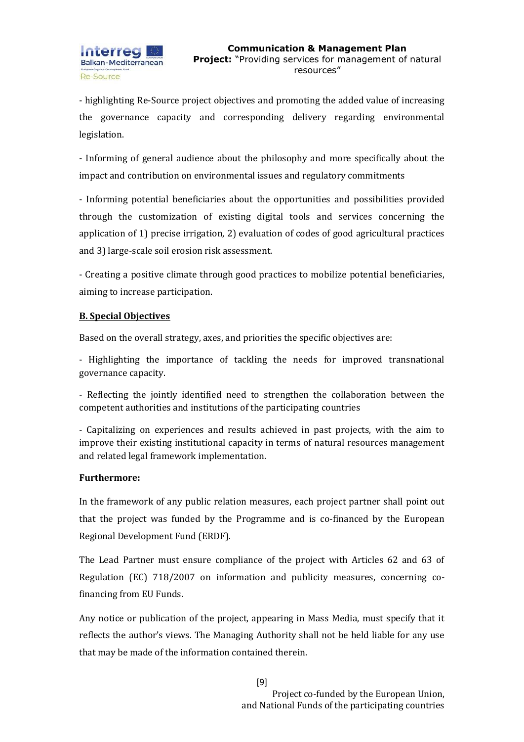- highlighting Re-Source project objectives and promoting the added value of increasing the governance capacity and corresponding delivery regarding environmental legislation.

- Informing of general audience about the philosophy and more specifically about the impact and contribution on environmental issues and regulatory commitments

- Informing potential beneficiaries about the opportunities and possibilities provided through the customization of existing digital tools and services concerning the application of 1) precise irrigation, 2) evaluation of codes of good agricultural practices and 3) large-scale soil erosion risk assessment.

- Creating a positive climate through good practices to mobilize potential beneficiaries, aiming to increase participation.

**B. Special Objectives**

Based on the overall strategy, axes, and priorities the specific objectives are:

- Highlighting the importance of tackling the needs for improved transnational governance capacity.

- Reflecting the jointly identified need to strengthen the collaboration between the competent authorities and institutions of the participating countries

- Capitalizing on experiences and results achieved in past projects, with the aim to improve their existing institutional capacity in terms of natural resources management and related legal framework implementation.

**Furthermore:**

In the framework of any public relation measures, each project partner shall point out that the project was funded by the Programme and is co-financed by the European Regional Development Fund (ERDF).

The Lead Partner must ensure compliance of the project with Articles 62 and 63 of Regulation (EC) 718/2007 on information and publicity measures, concerning co-financing from EU Funds.

Any notice or publication of the project, appearing in Mass Media, must specify that it reflects the author's views. The Managing Authority shall not be held liable for any use that may be made of the information contained therein.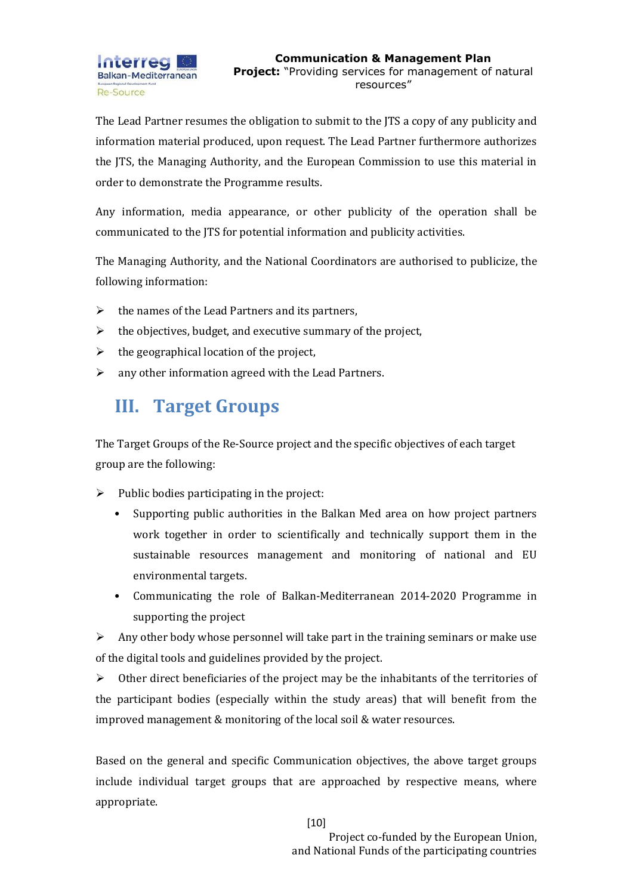The Lead Partner resumes the obligation to submit to the JTS a copy of any publicity and information material produced, upon request. The Lead Partner furthermore authorizes the JTS, the Managing Authority, and the European Commission to use this material in order to demonstrate the Programme results.

Any information, media appearance, or other publicity of the operation shall be communicated to the JTS for potential information and publicity activities.

The Managing Authority, and the National Coordinators are authorised to publicize, the following information:

- the names of the Lead Partners and its partners,
- the objectives, budget, and executive summary of the project,
- the geographical location of the project,
- any other information agreed with the Lead Partners.

# III. Target Groups

The Target Groups of the Re-Source project and the specific objectives of each target group are the following:

- Public bodies participating in the project:
  - Supporting public authorities in the Balkan Med area on how project partners work together in order to scientifically and technically support them in the sustainable resources management and monitoring of national and EU environmental targets.
  - Communicating the role of Balkan-Mediterranean 2014-2020 Programme in supporting the project
- Any other body whose personnel will take part in the training seminars or make use of the digital tools and guidelines provided by the project.
- Other direct beneficiaries of the project may be the inhabitants of the territories of the participant bodies (especially within the study areas) that will benefit from the improved management & monitoring of the local soil & water resources.

Based on the general and specific Communication objectives, the above target groups include individual target groups that are approached by respective means, where appropriate.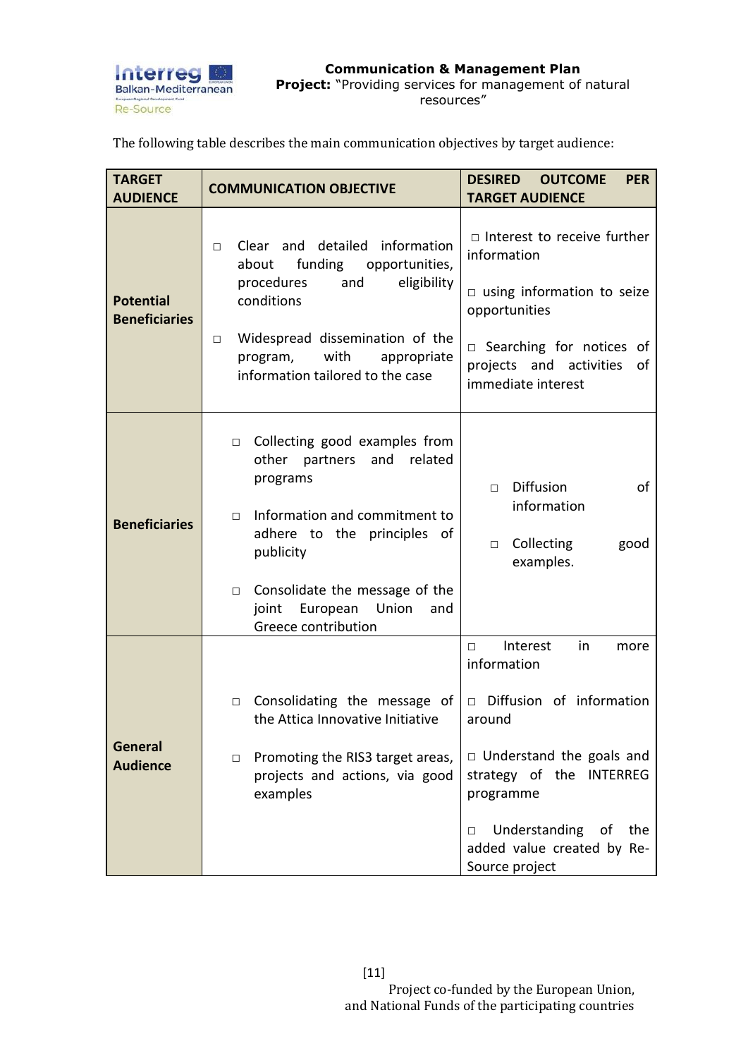The following table describes the main communication objectives by target audience:

| TARGET AUDIENCE | COMMUNICATION OBJECTIVE | DESIRED OUTCOME PER TARGET AUDIENCE |
|---|---|---|
| **Potential Beneficiaries** | □ Clear and detailed information about funding opportunities, procedures and eligibility conditions<br><br>□ Widespread dissemination of the program, with appropriate information tailored to the case | □ Interest to receive further information<br><br>□ using information to seize opportunities<br><br>□ Searching for notices of projects and activities of immediate interest |
| **Beneficiaries** | □ Collecting good examples from other partners and related programs<br><br>□ Information and commitment to adhere to the principles of publicity<br><br>□ Consolidate the message of the joint European Union and Greece contribution | □ Diffusion of information<br><br>□ Collecting good examples. |
| **General Audience** | □ Consolidating the message of the Attica Innovative Initiative<br><br>□ Promoting the RIS3 target areas, projects and actions, via good examples | □ Interest in more information<br><br>□ Diffusion of information around<br><br>□ Understand the goals and strategy of the INTERREG programme<br><br>□ Understanding of the added value created by Re-Source project |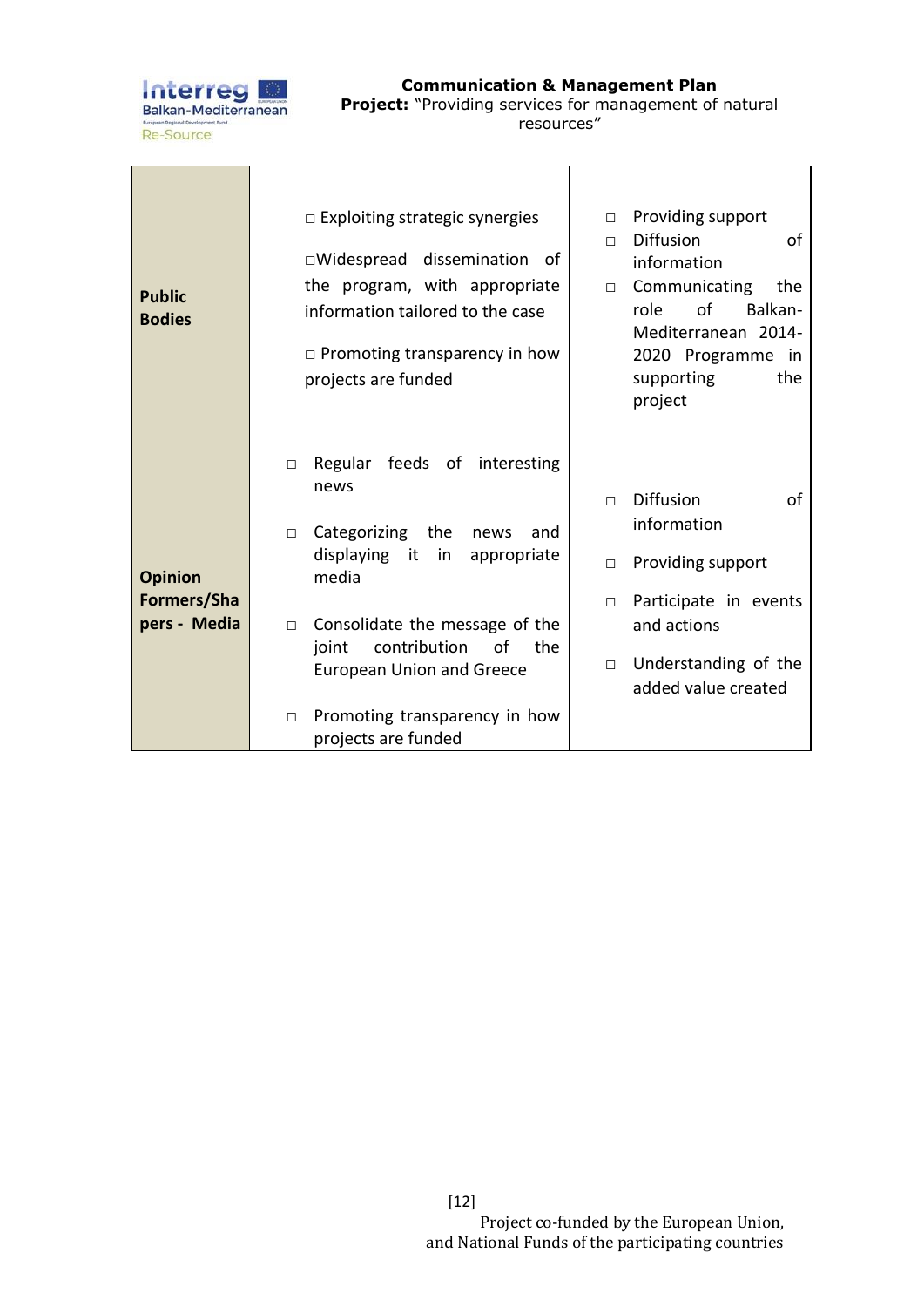| | | |
|---|---|---|
| **Public Bodies** | □ Exploiting strategic synergies<br>□Widespread dissemination of the program, with appropriate information tailored to the case<br>□ Promoting transparency in how projects are funded | □ Providing support<br>□ Diffusion of information<br>□ Communicating the role of Balkan-Mediterranean 2014-2020 Programme in supporting the project |
| **Opinion Formers/Shapers - Media** | □ Regular feeds of interesting news<br>□ Categorizing the news and displaying it in appropriate media<br>□ Consolidate the message of the joint contribution of the European Union and Greece<br>□ Promoting transparency in how projects are funded | □ Diffusion of information<br>□ Providing support<br>□ Participate in events and actions<br>□ Understanding of the added value created |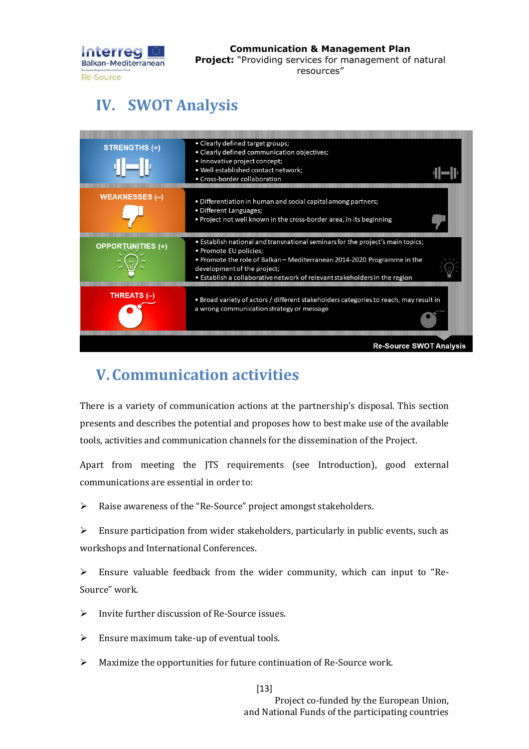# IV. SWOT Analysis

| | |
|---|---|
| **STRENGTHS (+)** | • Clearly defined target groups;<br>• Clearly defined communication objectives;<br>• Innovative project concept;<br>• Well established contact network;<br>• Cross-border collaboration |
| **WEAKNESSES (–)** | • Differentiation in human and social capital among partners;<br>• Different Languages;<br>• Project not well known in the cross-border area, in its beginning |
| **OPPORTUNITIES (+)** | • Establish national and transnational seminars for the project's main topics;<br>• Promote EU policies;<br>• Promote the role of Balkan – Mediterranean 2014-2020 Programme in the development of the project;<br>• Establish a collaborative network of relevant stakeholders in the region |
| **THREATS (–)** | • Broad variety of actors / different stakeholders categories to reach, may result in a wrong communication strategy or message |

Re-Source SWOT Analysis

# V. Communication activities

There is a variety of communication actions at the partnership's disposal. This section presents and describes the potential and proposes how to best make use of the available tools, activities and communication channels for the dissemination of the Project.

Apart from meeting the JTS requirements (see Introduction), good external communications are essential in order to:

- Raise awareness of the "Re-Source" project amongst stakeholders.
- Ensure participation from wider stakeholders, particularly in public events, such as workshops and International Conferences.
- Ensure valuable feedback from the wider community, which can input to "Re-Source" work.
- Invite further discussion of Re-Source issues.
- Ensure maximum take-up of eventual tools.
- Maximize the opportunities for future continuation of Re-Source work.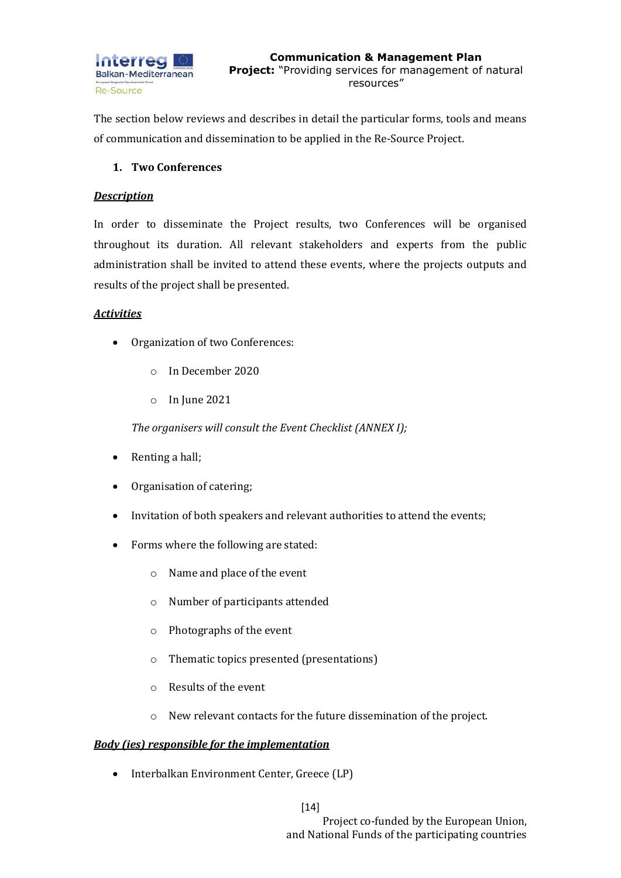The section below reviews and describes in detail the particular forms, tools and means of communication and dissemination to be applied in the Re-Source Project.

1. **Two Conferences**

***Description***

In order to disseminate the Project results, two Conferences will be organised throughout its duration. All relevant stakeholders and experts from the public administration shall be invited to attend these events, where the projects outputs and results of the project shall be presented.

***Activities***

- Organization of two Conferences:
    - In December 2020
    - In June 2021

  *The organisers will consult the Event Checklist (ANNEX I);*

- Renting a hall;
- Organisation of catering;
- Invitation of both speakers and relevant authorities to attend the events;
- Forms where the following are stated:
    - Name and place of the event
    - Number of participants attended
    - Photographs of the event
    - Thematic topics presented (presentations)
    - Results of the event
    - New relevant contacts for the future dissemination of the project.

***Body (ies) responsible for the implementation***

- Interbalkan Environment Center, Greece (LP)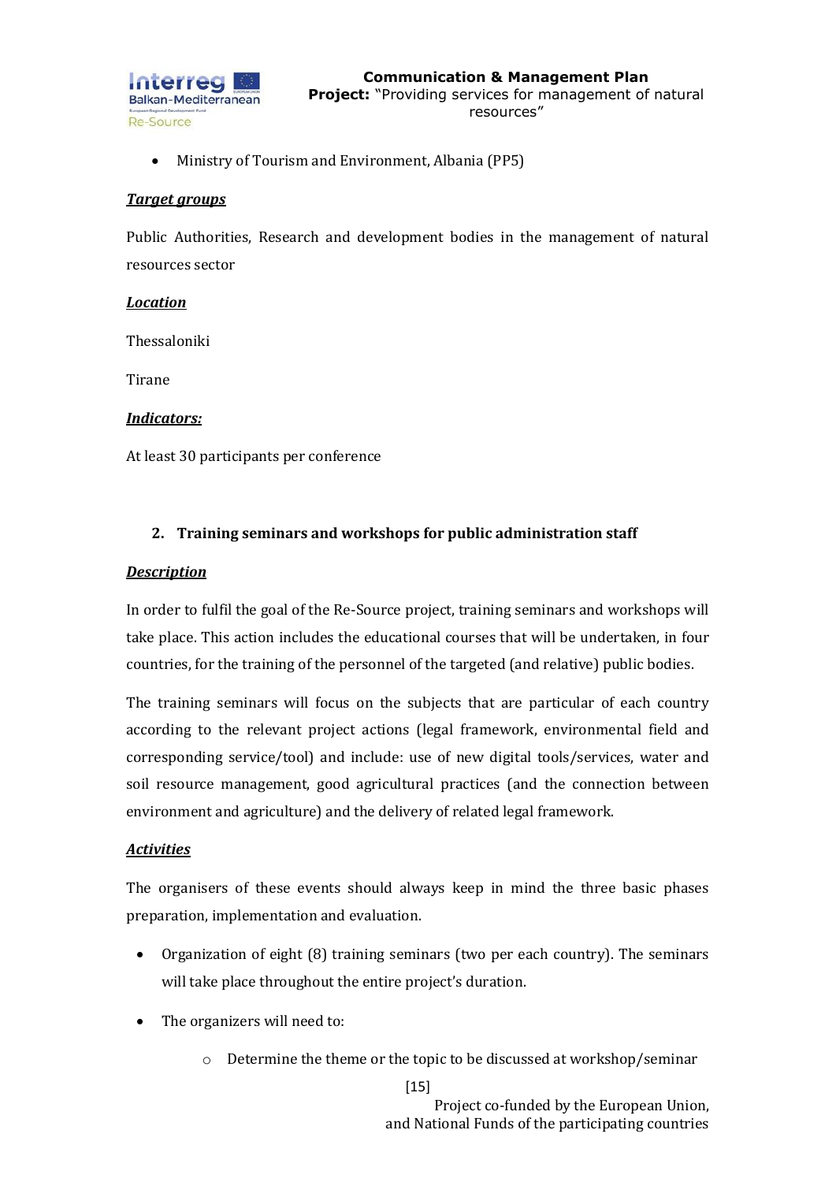- Ministry of Tourism and Environment, Albania (PP5)

***Target groups***

Public Authorities, Research and development bodies in the management of natural resources sector

***Location***

Thessaloniki

Tirane

***Indicators:***

At least 30 participants per conference

2. **Training seminars and workshops for public administration staff**

***Description***

In order to fulfil the goal of the Re-Source project, training seminars and workshops will take place. This action includes the educational courses that will be undertaken, in four countries, for the training of the personnel of the targeted (and relative) public bodies.

The training seminars will focus on the subjects that are particular of each country according to the relevant project actions (legal framework, environmental field and corresponding service/tool) and include: use of new digital tools/services, water and soil resource management, good agricultural practices (and the connection between environment and agriculture) and the delivery of related legal framework.

***Activities***

The organisers of these events should always keep in mind the three basic phases preparation, implementation and evaluation.

- Organization of eight (8) training seminars (two per each country). The seminars will take place throughout the entire project's duration.
- The organizers will need to:
    - Determine the theme or the topic to be discussed at workshop/seminar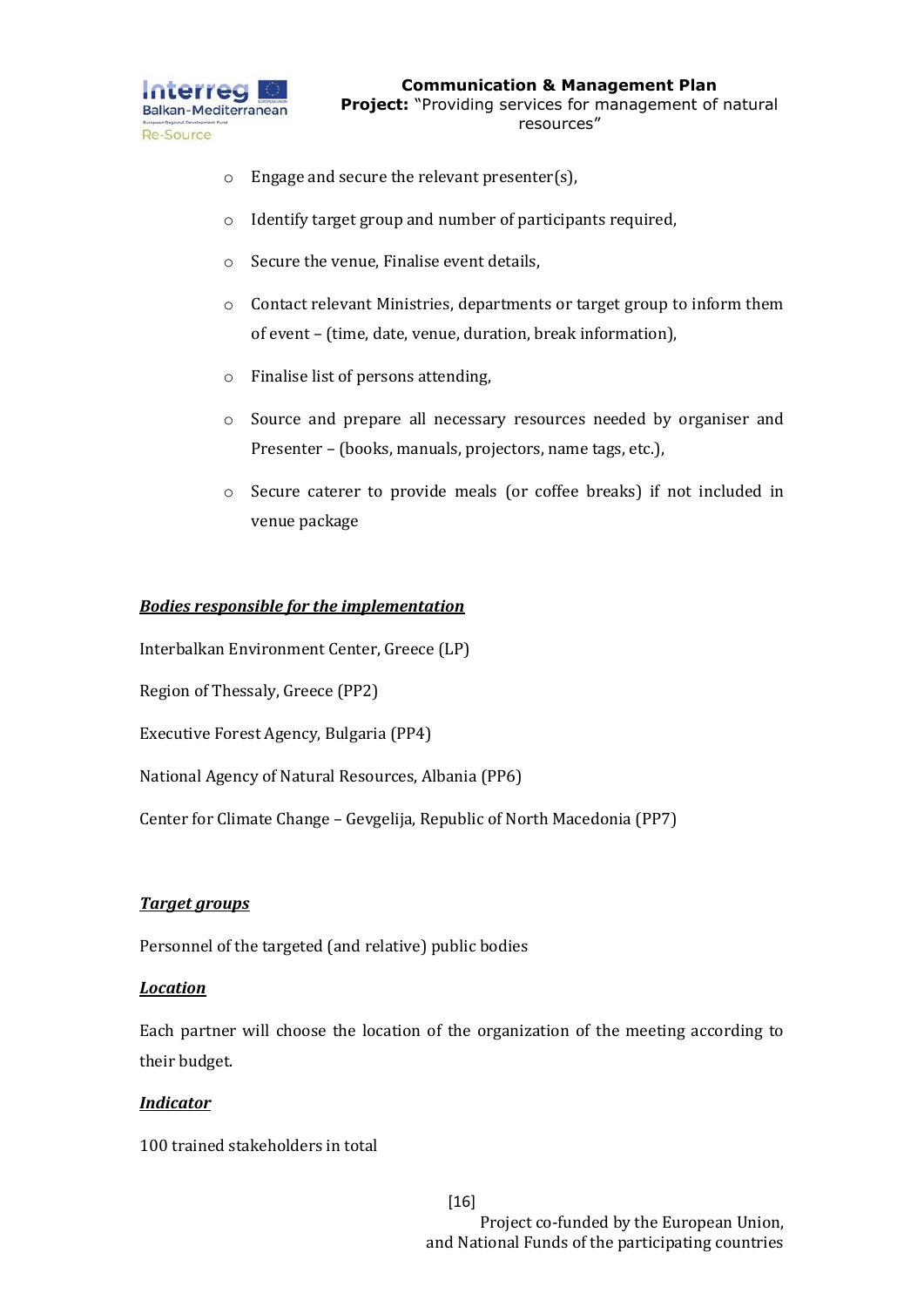- Engage and secure the relevant presenter(s),
- Identify target group and number of participants required,
- Secure the venue, Finalise event details,
- Contact relevant Ministries, departments or target group to inform them of event – (time, date, venue, duration, break information),
- Finalise list of persons attending,
- Source and prepare all necessary resources needed by organiser and Presenter – (books, manuals, projectors, name tags, etc.),
- Secure caterer to provide meals (or coffee breaks) if not included in venue package

***Bodies responsible for the implementation***

Interbalkan Environment Center, Greece (LP)

Region of Thessaly, Greece (PP2)

Executive Forest Agency, Bulgaria (PP4)

National Agency of Natural Resources, Albania (PP6)

Center for Climate Change – Gevgelija, Republic of North Macedonia (PP7)

***Target groups***

Personnel of the targeted (and relative) public bodies

***Location***

Each partner will choose the location of the organization of the meeting according to their budget.

***Indicator***

100 trained stakeholders in total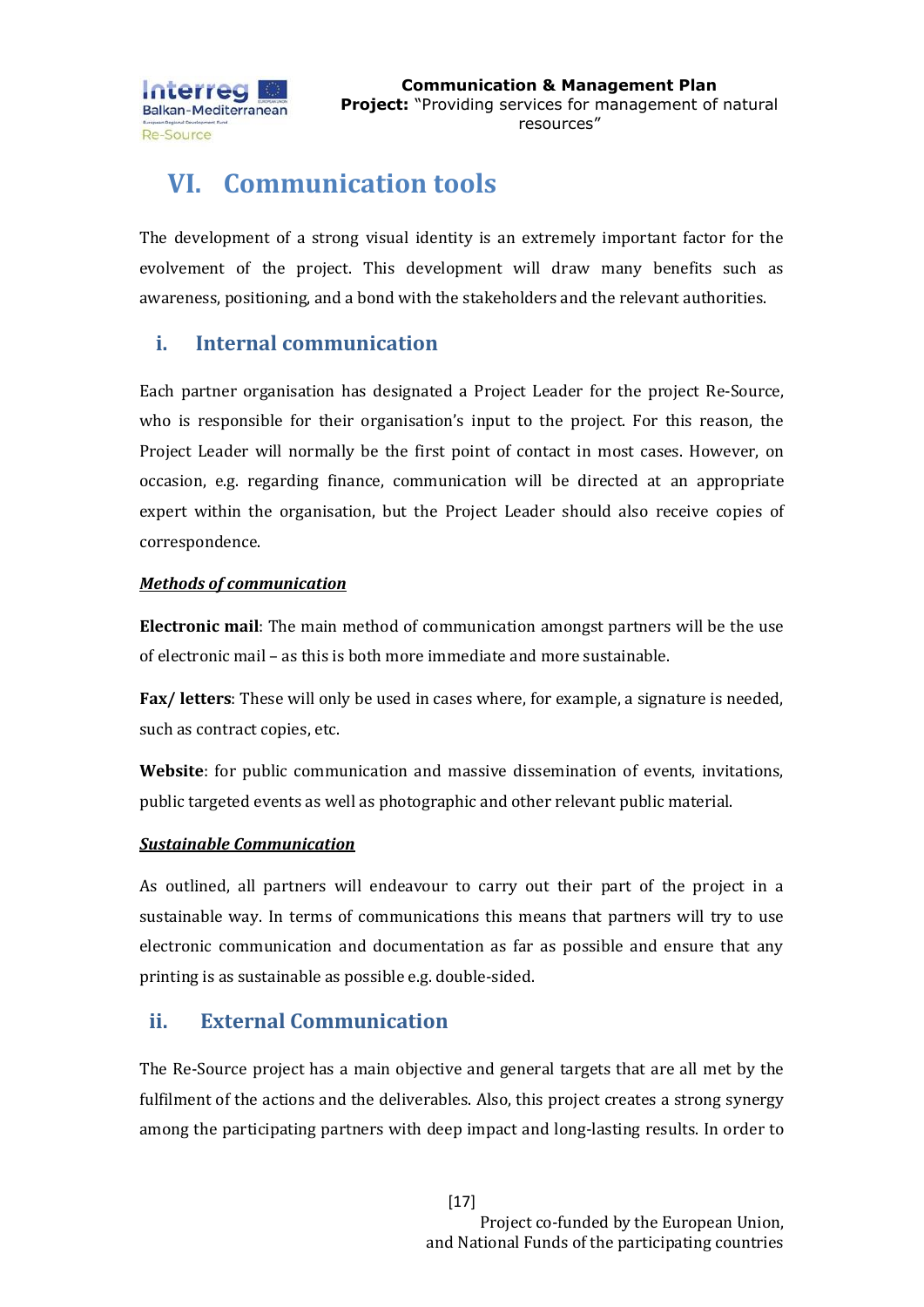# VI. Communication tools

The development of a strong visual identity is an extremely important factor for the evolvement of the project. This development will draw many benefits such as awareness, positioning, and a bond with the stakeholders and the relevant authorities.

## i. Internal communication

Each partner organisation has designated a Project Leader for the project Re-Source, who is responsible for their organisation's input to the project. For this reason, the Project Leader will normally be the first point of contact in most cases. However, on occasion, e.g. regarding finance, communication will be directed at an appropriate expert within the organisation, but the Project Leader should also receive copies of correspondence.

***Methods of communication***

**Electronic mail**: The main method of communication amongst partners will be the use of electronic mail – as this is both more immediate and more sustainable.

**Fax/ letters**: These will only be used in cases where, for example, a signature is needed, such as contract copies, etc.

**Website**: for public communication and massive dissemination of events, invitations, public targeted events as well as photographic and other relevant public material.

***Sustainable Communication***

As outlined, all partners will endeavour to carry out their part of the project in a sustainable way. In terms of communications this means that partners will try to use electronic communication and documentation as far as possible and ensure that any printing is as sustainable as possible e.g. double-sided.

## ii. External Communication

The Re-Source project has a main objective and general targets that are all met by the fulfilment of the actions and the deliverables. Also, this project creates a strong synergy among the participating partners with deep impact and long-lasting results. In order to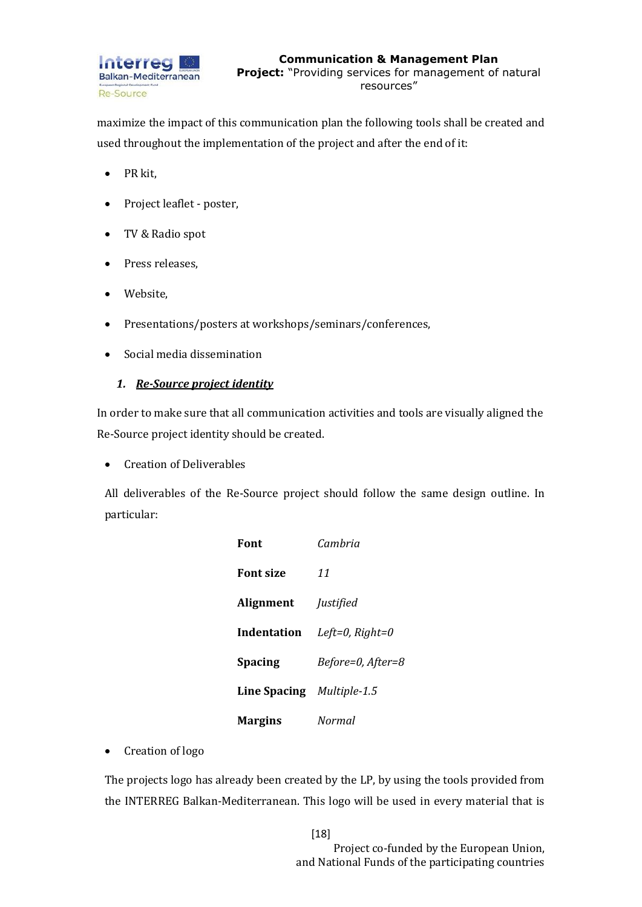maximize the impact of this communication plan the following tools shall be created and used throughout the implementation of the project and after the end of it:

- PR kit,
- Project leaflet - poster,
- TV & Radio spot
- Press releases,
- Website,
- Presentations/posters at workshops/seminars/conferences,
- Social media dissemination

### 1. ***Re-Source project identity***

In order to make sure that all communication activities and tools are visually aligned the Re-Source project identity should be created.

- Creation of Deliverables

All deliverables of the Re-Source project should follow the same design outline. In particular:

| | |
|---|---|
| **Font** | *Cambria* |
| **Font size** | *11* |
| **Alignment** | *Justified* |
| **Indentation** | *Left=0, Right=0* |
| **Spacing** | *Before=0, After=8* |
| **Line Spacing** | *Multiple-1.5* |
| **Margins** | *Normal* |

- Creation of logo

The projects logo has already been created by the LP, by using the tools provided from the INTERREG Balkan-Mediterranean. This logo will be used in every material that is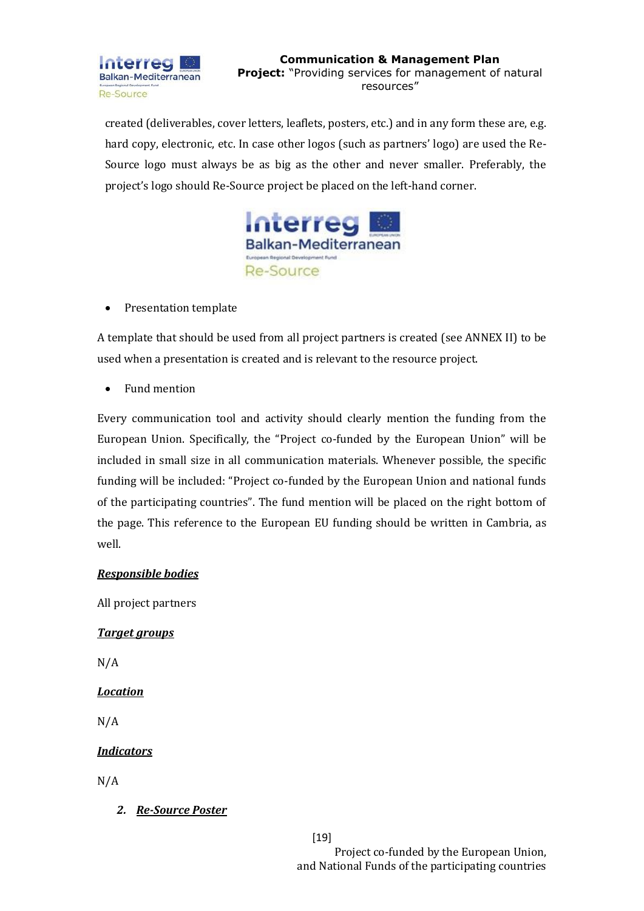created (deliverables, cover letters, leaflets, posters, etc.) and in any form these are, e.g. hard copy, electronic, etc. In case other logos (such as partners' logo) are used the Re-Source logo must always be as big as the other and never smaller. Preferably, the project's logo should Re-Source project be placed on the left-hand corner.

- Presentation template

A template that should be used from all project partners is created (see ANNEX II) to be used when a presentation is created and is relevant to the resource project.

- Fund mention

Every communication tool and activity should clearly mention the funding from the European Union. Specifically, the "Project co-funded by the European Union" will be included in small size in all communication materials. Whenever possible, the specific funding will be included: "Project co-funded by the European Union and national funds of the participating countries". The fund mention will be placed on the right bottom of the page. This reference to the European EU funding should be written in Cambria, as well.

***Responsible bodies***

All project partners

***Target groups***

N/A

***Location***

N/A

***Indicators***

N/A

2. ***Re-Source Poster***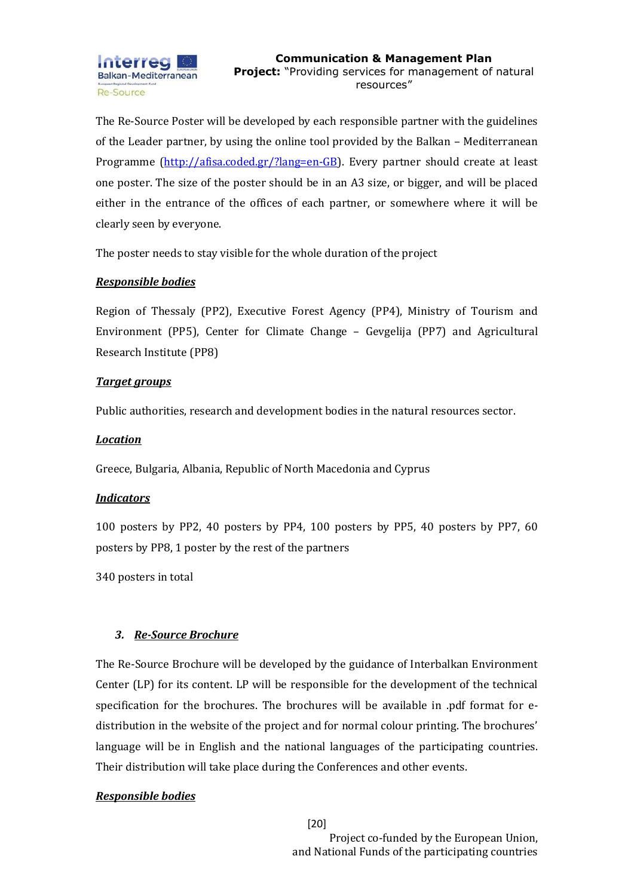The Re-Source Poster will be developed by each responsible partner with the guidelines of the Leader partner, by using the online tool provided by the Balkan – Mediterranean Programme ([http://afisa.coded.gr/?lang=en-GB](http://afisa.coded.gr/?lang=en-GB)). Every partner should create at least one poster. The size of the poster should be in an A3 size, or bigger, and will be placed either in the entrance of the offices of each partner, or somewhere where it will be clearly seen by everyone.

The poster needs to stay visible for the whole duration of the project

***Responsible bodies***

Region of Thessaly (PP2), Executive Forest Agency (PP4), Ministry of Tourism and Environment (PP5), Center for Climate Change – Gevgelija (PP7) and Agricultural Research Institute (PP8)

***Target groups***

Public authorities, research and development bodies in the natural resources sector.

***Location***

Greece, Bulgaria, Albania, Republic of North Macedonia and Cyprus

***Indicators***

100 posters by PP2, 40 posters by PP4, 100 posters by PP5, 40 posters by PP7, 60 posters by PP8, 1 poster by the rest of the partners

340 posters in total

### 3. ***Re-Source Brochure***

The Re-Source Brochure will be developed by the guidance of Interbalkan Environment Center (LP) for its content. LP will be responsible for the development of the technical specification for the brochures. The brochures will be available in .pdf format for e-distribution in the website of the project and for normal colour printing. The brochures' language will be in English and the national languages of the participating countries. Their distribution will take place during the Conferences and other events.

***Responsible bodies***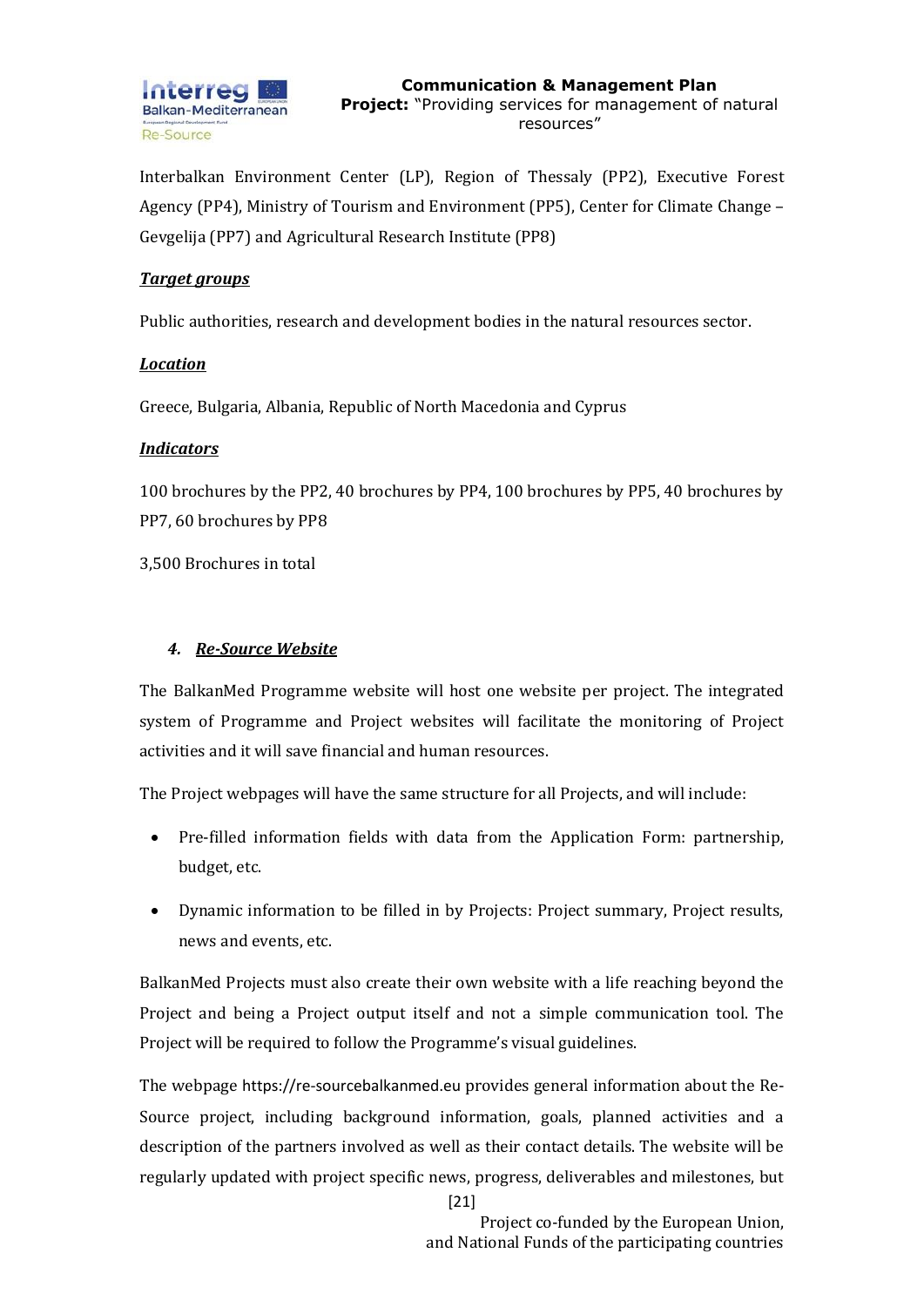Interbalkan Environment Center (LP), Region of Thessaly (PP2), Executive Forest Agency (PP4), Ministry of Tourism and Environment (PP5), Center for Climate Change – Gevgelija (PP7) and Agricultural Research Institute (PP8)

***Target groups***

Public authorities, research and development bodies in the natural resources sector.

***Location***

Greece, Bulgaria, Albania, Republic of North Macedonia and Cyprus

***Indicators***

100 brochures by the PP2, 40 brochures by PP4, 100 brochures by PP5, 40 brochures by PP7, 60 brochures by PP8

3,500 Brochures in total

### 4. ***Re-Source Website***

The BalkanMed Programme website will host one website per project. The integrated system of Programme and Project websites will facilitate the monitoring of Project activities and it will save financial and human resources.

The Project webpages will have the same structure for all Projects, and will include:

- Pre-filled information fields with data from the Application Form: partnership, budget, etc.
- Dynamic information to be filled in by Projects: Project summary, Project results, news and events, etc.

BalkanMed Projects must also create their own website with a life reaching beyond the Project and being a Project output itself and not a simple communication tool. The Project will be required to follow the Programme's visual guidelines.

The webpage https://re-sourcebalkanmed.eu provides general information about the Re-Source project, including background information, goals, planned activities and a description of the partners involved as well as their contact details. The website will be regularly updated with project specific news, progress, deliverables and milestones, but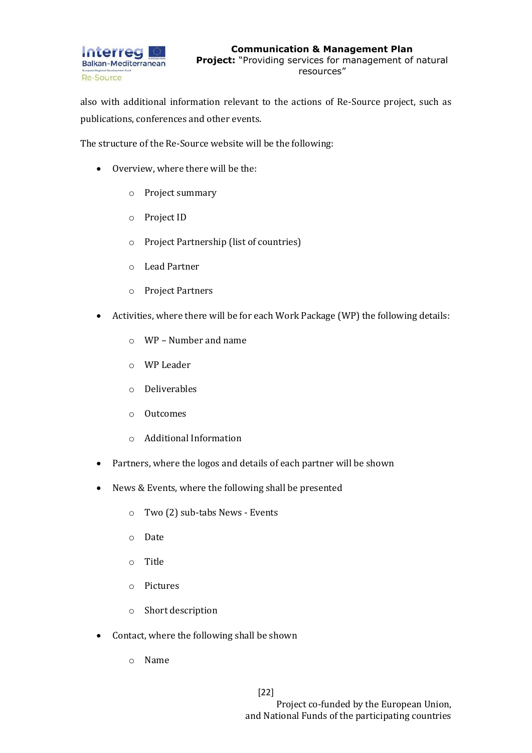also with additional information relevant to the actions of Re-Source project, such as publications, conferences and other events.

The structure of the Re-Source website will be the following:

- Overview, where there will be the:
    - Project summary
    - Project ID
    - Project Partnership (list of countries)
    - Lead Partner
    - Project Partners
- Activities, where there will be for each Work Package (WP) the following details:
    - WP – Number and name
    - WP Leader
    - Deliverables
    - Outcomes
    - Additional Information
- Partners, where the logos and details of each partner will be shown
- News & Events, where the following shall be presented
    - Two (2) sub-tabs News - Events
    - Date
    - Title
    - Pictures
    - Short description
- Contact, where the following shall be shown
    - Name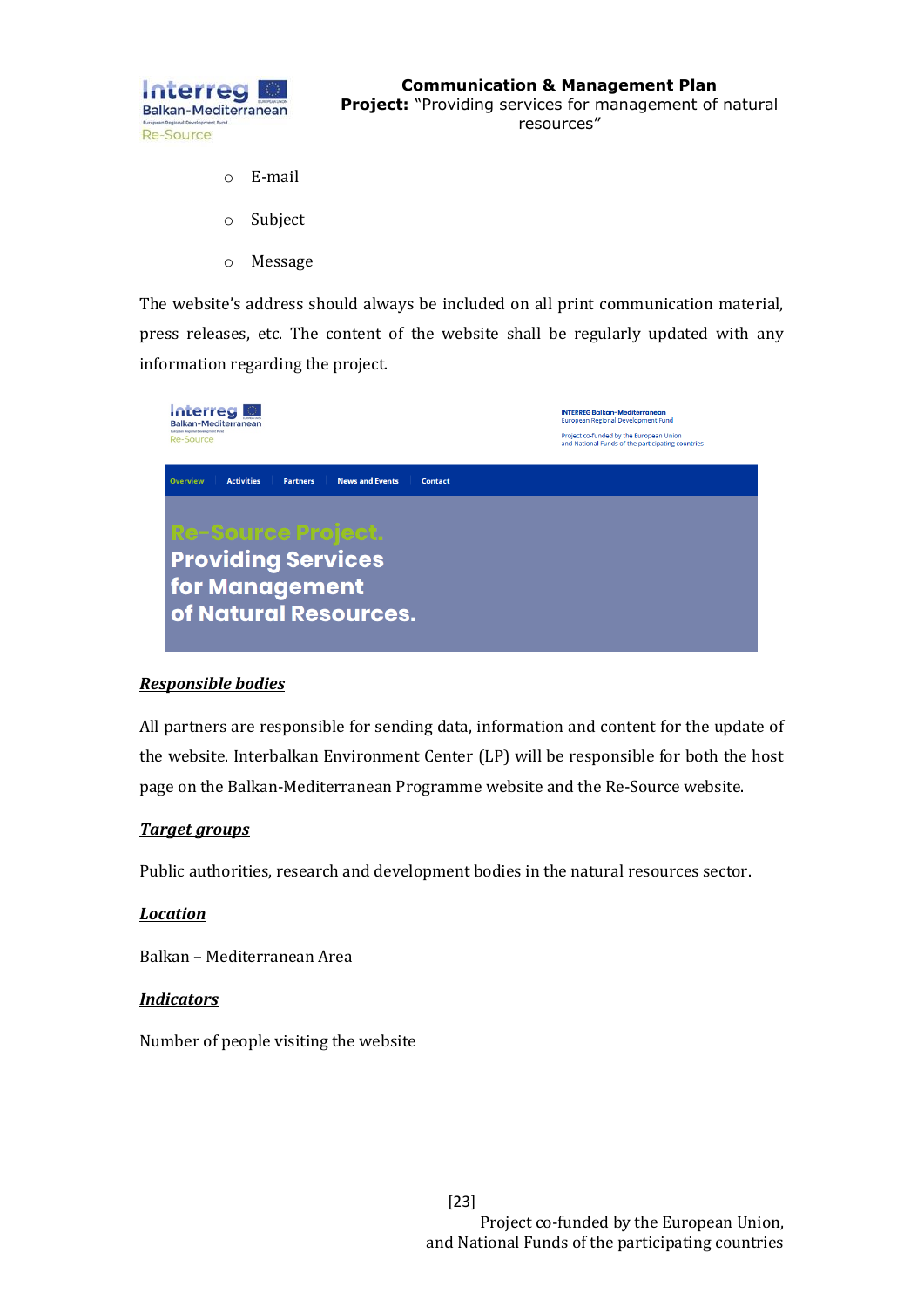- E-mail
- Subject
- Message

The website's address should always be included on all print communication material, press releases, etc. The content of the website shall be regularly updated with any information regarding the project.

***Responsible bodies***

All partners are responsible for sending data, information and content for the update of the website. Interbalkan Environment Center (LP) will be responsible for both the host page on the Balkan-Mediterranean Programme website and the Re-Source website.

***Target groups***

Public authorities, research and development bodies in the natural resources sector.

***Location***

Balkan – Mediterranean Area

***Indicators***

Number of people visiting the website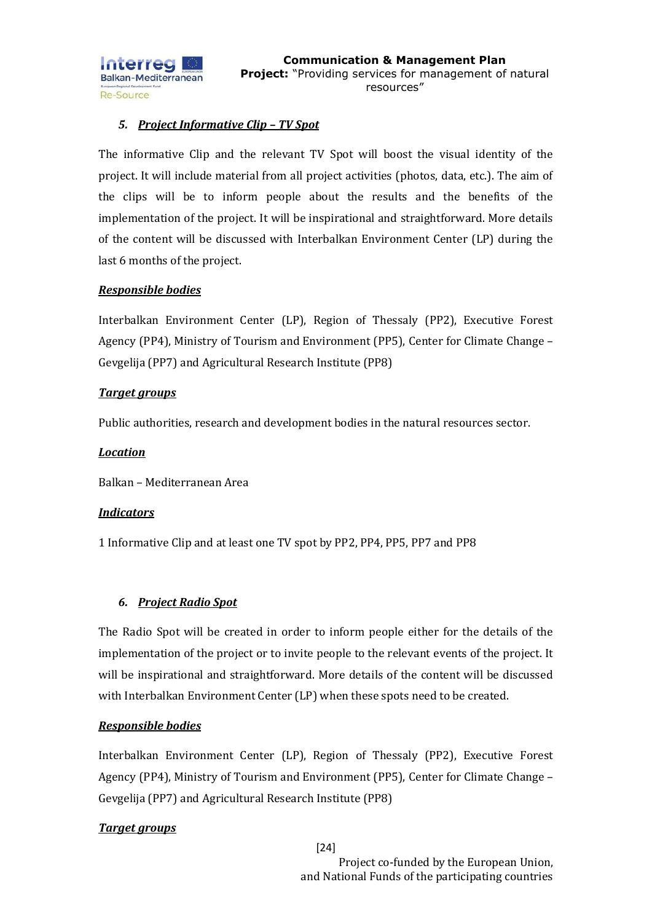### 5. ***Project Informative Clip – TV Spot***

The informative Clip and the relevant TV Spot will boost the visual identity of the project. It will include material from all project activities (photos, data, etc.). The aim of the clips will be to inform people about the results and the benefits of the implementation of the project. It will be inspirational and straightforward. More details of the content will be discussed with Interbalkan Environment Center (LP) during the last 6 months of the project.

***Responsible bodies***

Interbalkan Environment Center (LP), Region of Thessaly (PP2), Executive Forest Agency (PP4), Ministry of Tourism and Environment (PP5), Center for Climate Change – Gevgelija (PP7) and Agricultural Research Institute (PP8)

***Target groups***

Public authorities, research and development bodies in the natural resources sector.

***Location***

Balkan – Mediterranean Area

***Indicators***

1 Informative Clip and at least one TV spot by PP2, PP4, PP5, PP7 and PP8

### 6. ***Project Radio Spot***

The Radio Spot will be created in order to inform people either for the details of the implementation of the project or to invite people to the relevant events of the project. It will be inspirational and straightforward. More details of the content will be discussed with Interbalkan Environment Center (LP) when these spots need to be created.

***Responsible bodies***

Interbalkan Environment Center (LP), Region of Thessaly (PP2), Executive Forest Agency (PP4), Ministry of Tourism and Environment (PP5), Center for Climate Change – Gevgelija (PP7) and Agricultural Research Institute (PP8)

***Target groups***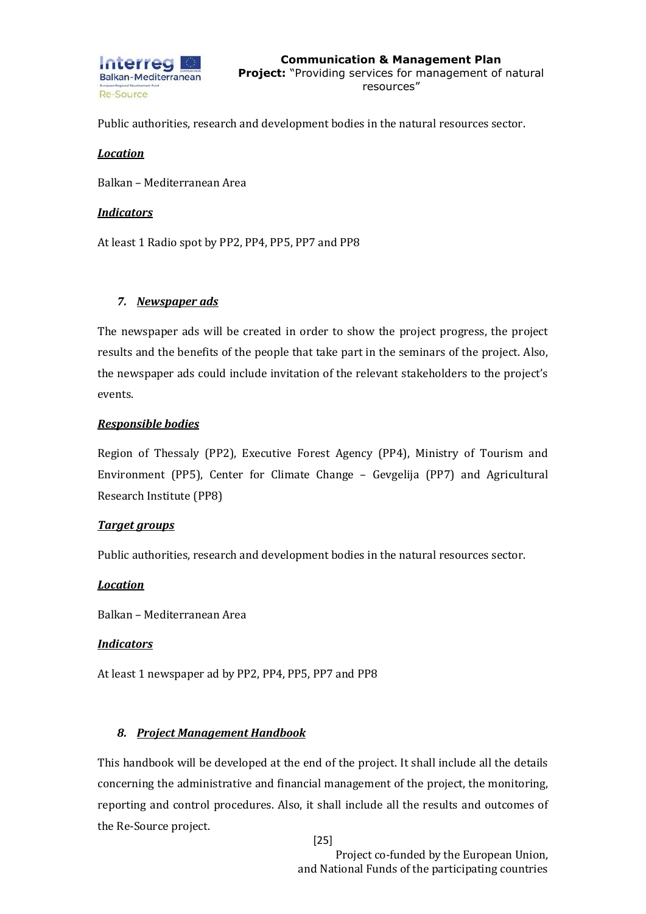Public authorities, research and development bodies in the natural resources sector.

***Location***

Balkan – Mediterranean Area

***Indicators***

At least 1 Radio spot by PP2, PP4, PP5, PP7 and PP8

### 7. ***Newspaper ads***

The newspaper ads will be created in order to show the project progress, the project results and the benefits of the people that take part in the seminars of the project. Also, the newspaper ads could include invitation of the relevant stakeholders to the project's events.

***Responsible bodies***

Region of Thessaly (PP2), Executive Forest Agency (PP4), Ministry of Tourism and Environment (PP5), Center for Climate Change – Gevgelija (PP7) and Agricultural Research Institute (PP8)

***Target groups***

Public authorities, research and development bodies in the natural resources sector.

***Location***

Balkan – Mediterranean Area

***Indicators***

At least 1 newspaper ad by PP2, PP4, PP5, PP7 and PP8

### 8. ***Project Management Handbook***

This handbook will be developed at the end of the project. It shall include all the details concerning the administrative and financial management of the project, the monitoring, reporting and control procedures. Also, it shall include all the results and outcomes of the Re-Source project.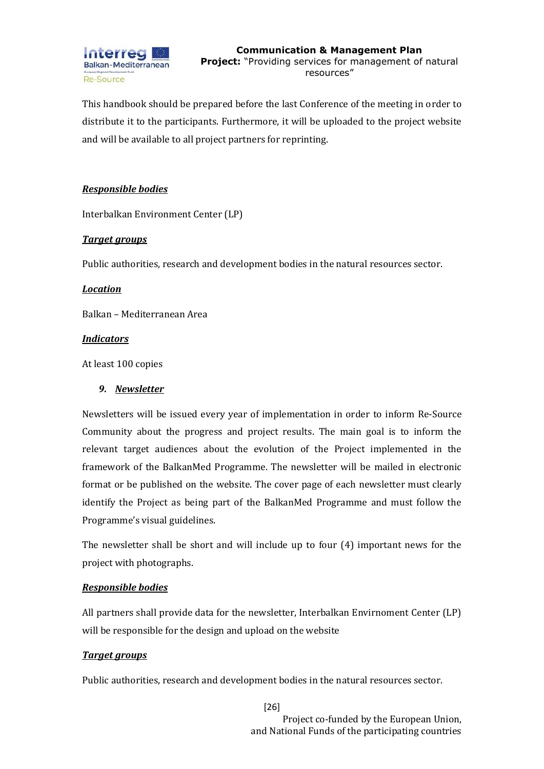This handbook should be prepared before the last Conference of the meeting in order to distribute it to the participants. Furthermore, it will be uploaded to the project website and will be available to all project partners for reprinting.

***Responsible bodies***

Interbalkan Environment Center (LP)

***Target groups***

Public authorities, research and development bodies in the natural resources sector.

***Location***

Balkan – Mediterranean Area

***Indicators***

At least 100 copies

9. ***Newsletter***

Newsletters will be issued every year of implementation in order to inform Re-Source Community about the progress and project results. The main goal is to inform the relevant target audiences about the evolution of the Project implemented in the framework of the BalkanMed Programme. The newsletter will be mailed in electronic format or be published on the website. The cover page of each newsletter must clearly identify the Project as being part of the BalkanMed Programme and must follow the Programme's visual guidelines.

The newsletter shall be short and will include up to four (4) important news for the project with photographs.

***Responsible bodies***

All partners shall provide data for the newsletter, Interbalkan Envirnoment Center (LP) will be responsible for the design and upload on the website

***Target groups***

Public authorities, research and development bodies in the natural resources sector.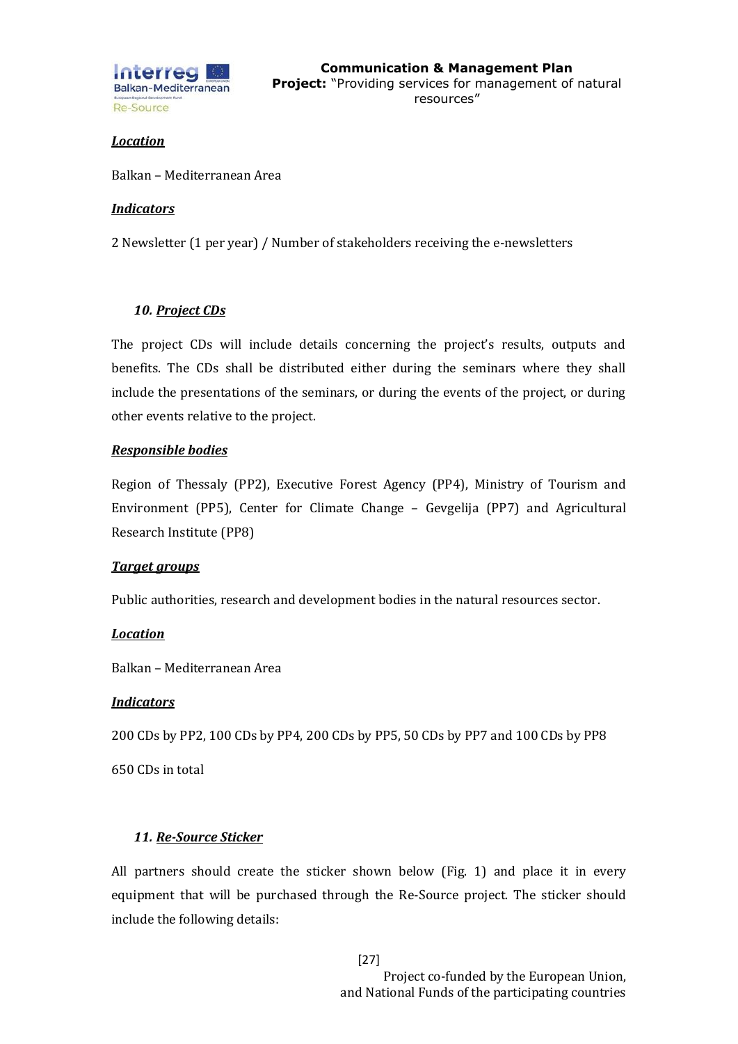***Location***

Balkan – Mediterranean Area

***Indicators***

2 Newsletter (1 per year) / Number of stakeholders receiving the e-newsletters

### *10. **Project CDs***

The project CDs will include details concerning the project's results, outputs and benefits. The CDs shall be distributed either during the seminars where they shall include the presentations of the seminars, or during the events of the project, or during other events relative to the project.

***Responsible bodies***

Region of Thessaly (PP2), Executive Forest Agency (PP4), Ministry of Tourism and Environment (PP5), Center for Climate Change – Gevgelija (PP7) and Agricultural Research Institute (PP8)

***Target groups***

Public authorities, research and development bodies in the natural resources sector.

***Location***

Balkan – Mediterranean Area

***Indicators***

200 CDs by PP2, 100 CDs by PP4, 200 CDs by PP5, 50 CDs by PP7 and 100 CDs by PP8

650 CDs in total

### *11. **Re-Source Sticker***

All partners should create the sticker shown below (Fig. 1) and place it in every equipment that will be purchased through the Re-Source project. The sticker should include the following details: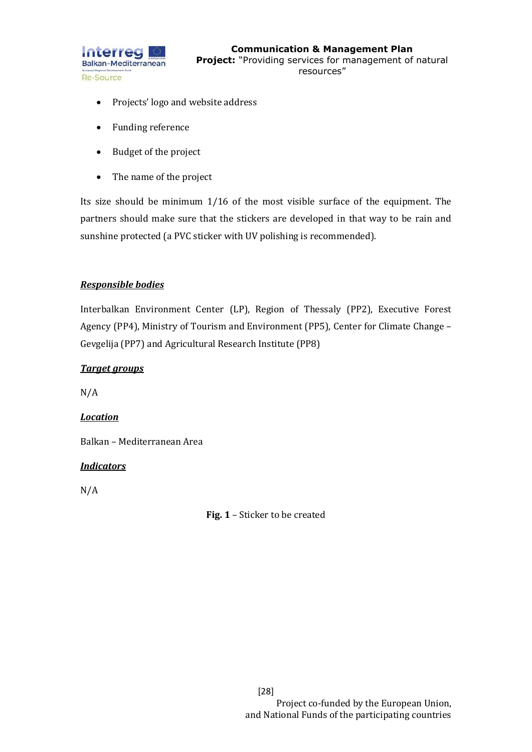- Projects' logo and website address
- Funding reference
- Budget of the project
- The name of the project

Its size should be minimum 1/16 of the most visible surface of the equipment. The partners should make sure that the stickers are developed in that way to be rain and sunshine protected (a PVC sticker with UV polishing is recommended).

***Responsible bodies***

Interbalkan Environment Center (LP), Region of Thessaly (PP2), Executive Forest Agency (PP4), Ministry of Tourism and Environment (PP5), Center for Climate Change – Gevgelija (PP7) and Agricultural Research Institute (PP8)

***Target groups***

N/A

***Location***

Balkan – Mediterranean Area

***Indicators***

N/A

**Fig. 1** – Sticker to be created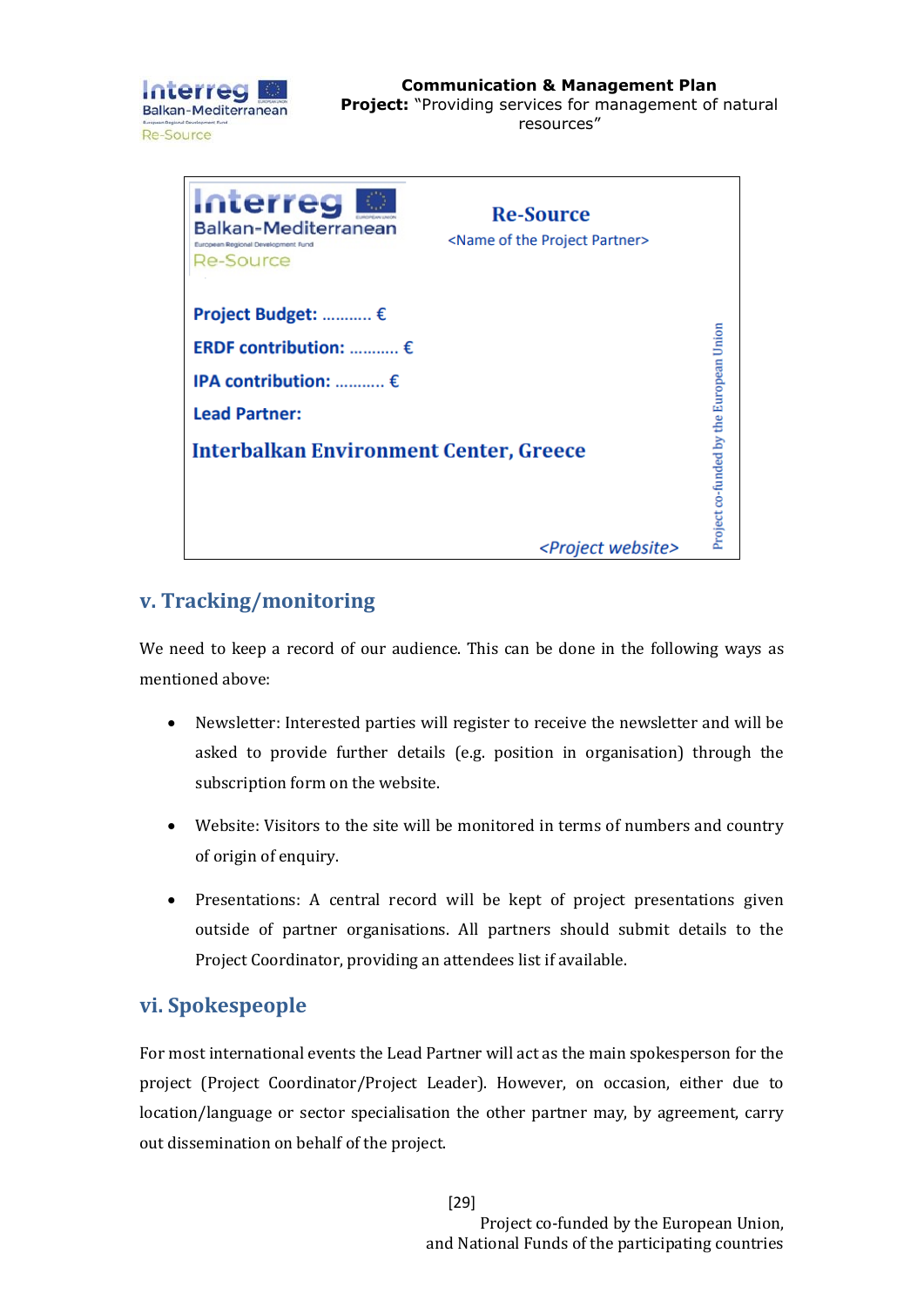Re-Source

<Name of the Project Partner>

**Project Budget:** ........... €

**ERDF contribution:** ........... €

**IPA contribution:** ........... €

**Lead Partner:**

**Interbalkan Environment Center, Greece**

*<Project website>*

Project co-funded by the European Union

## v. Tracking/monitoring

We need to keep a record of our audience. This can be done in the following ways as mentioned above:

- Newsletter: Interested parties will register to receive the newsletter and will be asked to provide further details (e.g. position in organisation) through the subscription form on the website.
- Website: Visitors to the site will be monitored in terms of numbers and country of origin of enquiry.
- Presentations: A central record will be kept of project presentations given outside of partner organisations. All partners should submit details to the Project Coordinator, providing an attendees list if available.

## vi. Spokespeople

For most international events the Lead Partner will act as the main spokesperson for the project (Project Coordinator/Project Leader). However, on occasion, either due to location/language or sector specialisation the other partner may, by agreement, carry out dissemination on behalf of the project.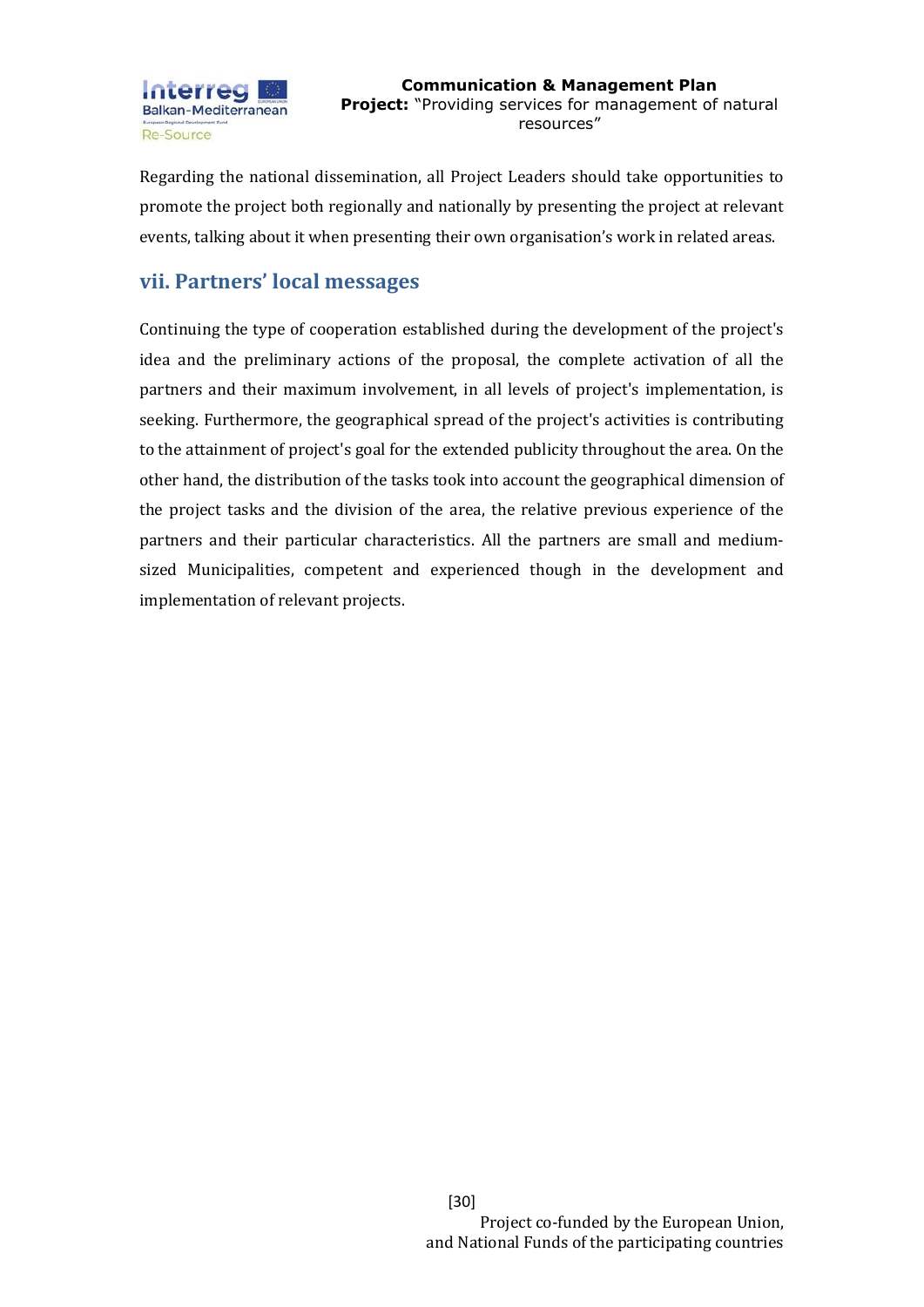Regarding the national dissemination, all Project Leaders should take opportunities to promote the project both regionally and nationally by presenting the project at relevant events, talking about it when presenting their own organisation's work in related areas.

## vii. Partners' local messages

Continuing the type of cooperation established during the development of the project's idea and the preliminary actions of the proposal, the complete activation of all the partners and their maximum involvement, in all levels of project's implementation, is seeking. Furthermore, the geographical spread of the project's activities is contributing to the attainment of project's goal for the extended publicity throughout the area. On the other hand, the distribution of the tasks took into account the geographical dimension of the project tasks and the division of the area, the relative previous experience of the partners and their particular characteristics. All the partners are small and medium-sized Municipalities, competent and experienced though in the development and implementation of relevant projects.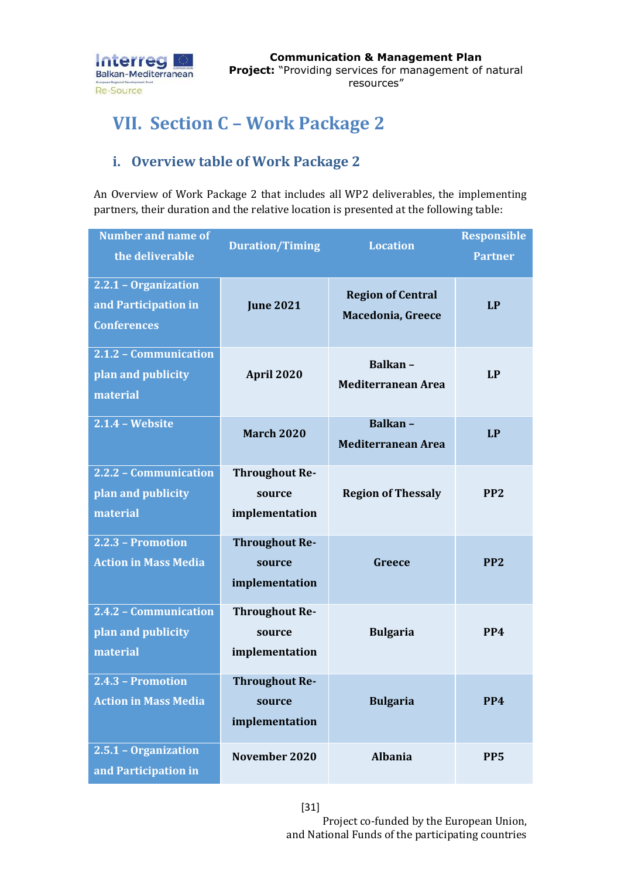# VII. Section C – Work Package 2

## i. Overview table of Work Package 2

An Overview of Work Package 2 that includes all WP2 deliverables, the implementing partners, their duration and the relative location is presented at the following table:

| Number and name of the deliverable | Duration/Timing | Location | Responsible Partner |
|---|---|---|---|
| 2.2.1 – Organization and Participation in Conferences | June 2021 | Region of Central Macedonia, Greece | LP |
| 2.1.2 – Communication plan and publicity material | April 2020 | Balkan – Mediterranean Area | LP |
| 2.1.4 – Website | March 2020 | Balkan – Mediterranean Area | LP |
| 2.2.2 – Communication plan and publicity material | Throughout Re-source implementation | Region of Thessaly | PP2 |
| 2.2.3 – Promotion Action in Mass Media | Throughout Re-source implementation | Greece | PP2 |
| 2.4.2 – Communication plan and publicity material | Throughout Re-source implementation | Bulgaria | PP4 |
| 2.4.3 – Promotion Action in Mass Media | Throughout Re-source implementation | Bulgaria | PP4 |
| 2.5.1 – Organization and Participation in | November 2020 | Albania | PP5 |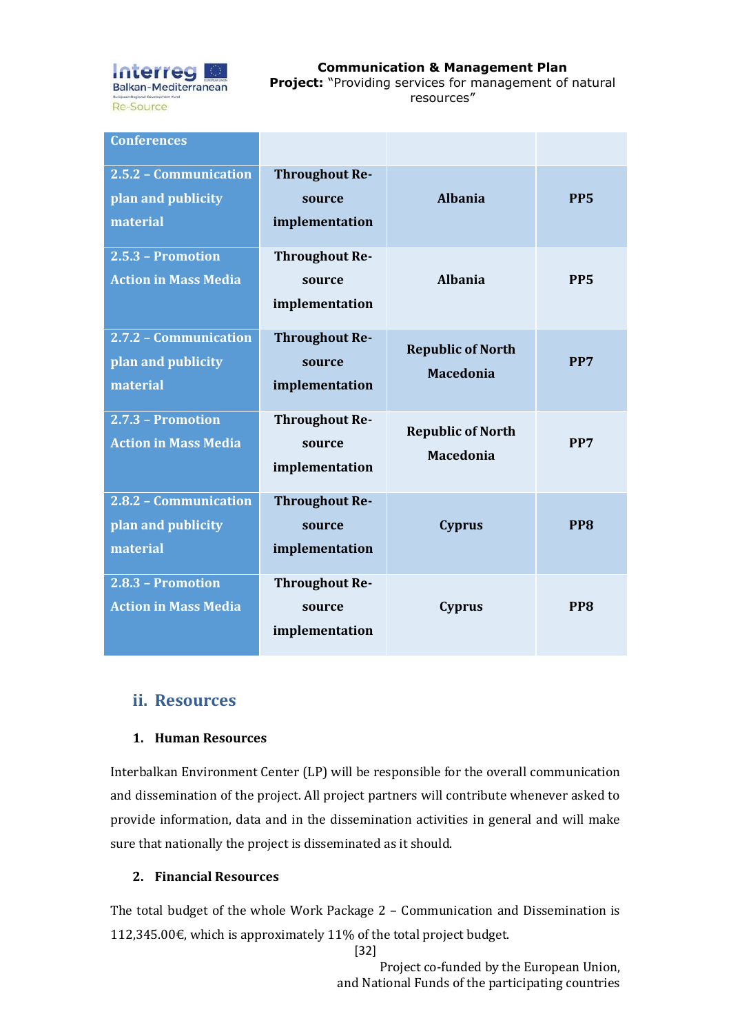| Conferences | | | |
|---|---|---|---|
| 2.5.2 – Communication plan and publicity material | Throughout Re-source implementation | Albania | PP5 |
| 2.5.3 – Promotion Action in Mass Media | Throughout Re-source implementation | Albania | PP5 |
| 2.7.2 – Communication plan and publicity material | Throughout Re-source implementation | Republic of North Macedonia | PP7 |
| 2.7.3 – Promotion Action in Mass Media | Throughout Re-source implementation | Republic of North Macedonia | PP7 |
| 2.8.2 – Communication plan and publicity material | Throughout Re-source implementation | Cyprus | PP8 |
| 2.8.3 – Promotion Action in Mass Media | Throughout Re-source implementation | Cyprus | PP8 |

## ii. Resources

### 1. Human Resources

Interbalkan Environment Center (LP) will be responsible for the overall communication and dissemination of the project. All project partners will contribute whenever asked to provide information, data and in the dissemination activities in general and will make sure that nationally the project is disseminated as it should.

### 2. Financial Resources

The total budget of the whole Work Package 2 – Communication and Dissemination is 112,345.00€, which is approximately 11% of the total project budget.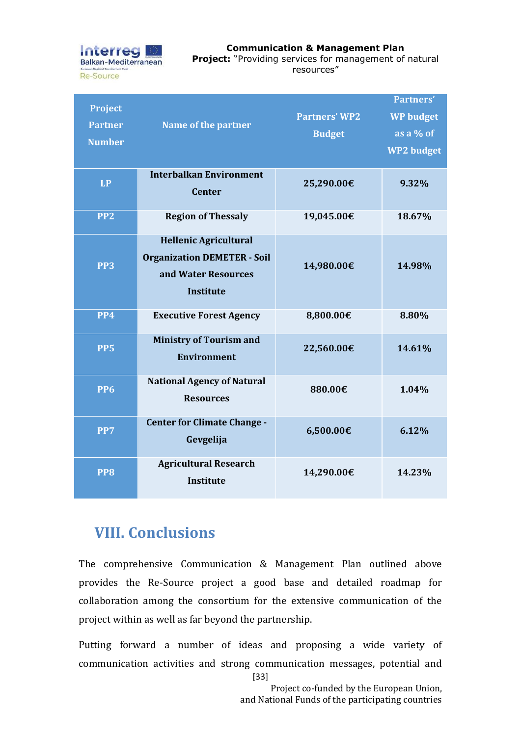| Project Partner Number | Name of the partner | Partners' WP2 Budget | Partners' WP budget as a % of WP2 budget |
|---|---|---|---|
| LP | Interbalkan Environment Center | 25,290.00€ | 9.32% |
| PP2 | Region of Thessaly | 19,045.00€ | 18.67% |
| PP3 | Hellenic Agricultural Organization DEMETER - Soil and Water Resources Institute | 14,980.00€ | 14.98% |
| PP4 | Executive Forest Agency | 8,800.00€ | 8.80% |
| PP5 | Ministry of Tourism and Environment | 22,560.00€ | 14.61% |
| PP6 | National Agency of Natural Resources | 880.00€ | 1.04% |
| PP7 | Center for Climate Change - Gevgelija | 6,500.00€ | 6.12% |
| PP8 | Agricultural Research Institute | 14,290.00€ | 14.23% |

## VIII. Conclusions

The comprehensive Communication & Management Plan outlined above provides the Re-Source project a good base and detailed roadmap for collaboration among the consortium for the extensive communication of the project within as well as far beyond the partnership.

Putting forward a number of ideas and proposing a wide variety of communication activities and strong communication messages, potential and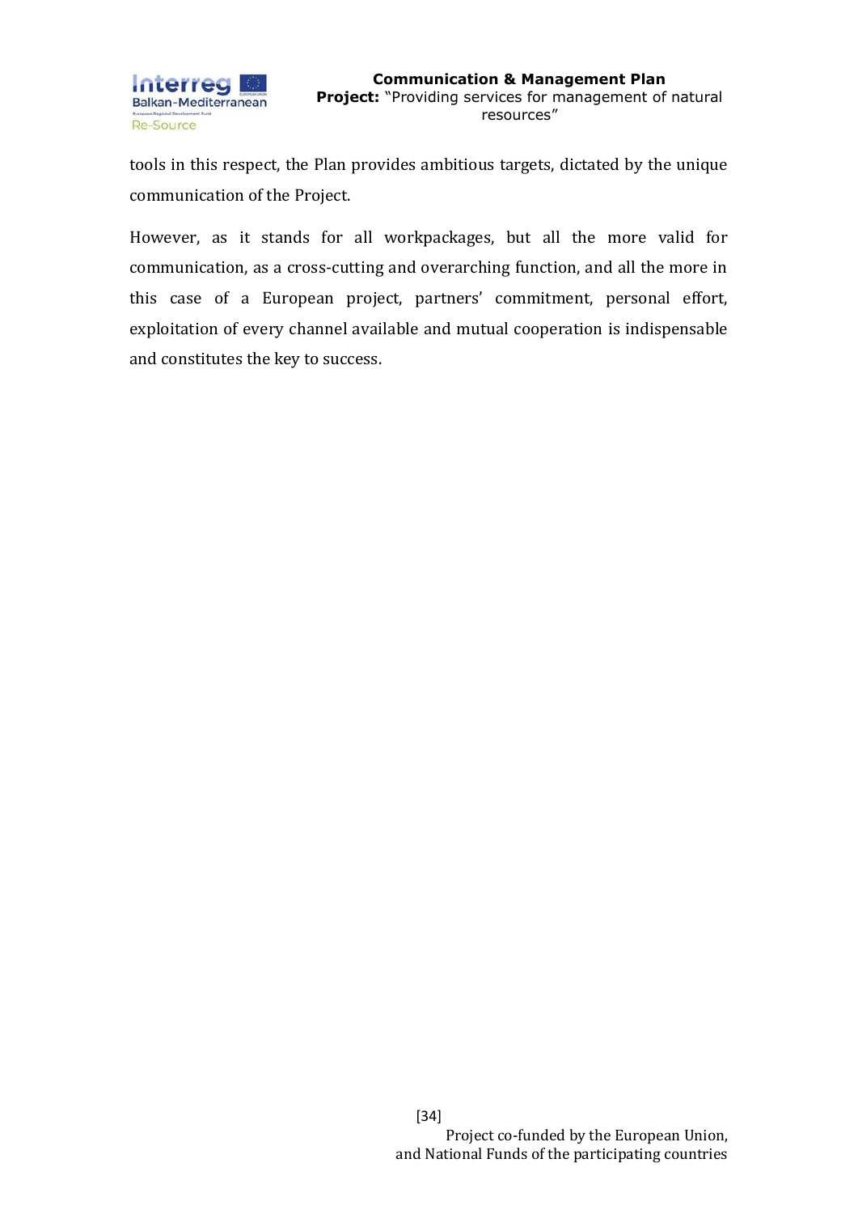tools in this respect, the Plan provides ambitious targets, dictated by the unique communication of the Project.

However, as it stands for all workpackages, but all the more valid for communication, as a cross-cutting and overarching function, and all the more in this case of a European project, partners' commitment, personal effort, exploitation of every channel available and mutual cooperation is indispensable and constitutes the key to success.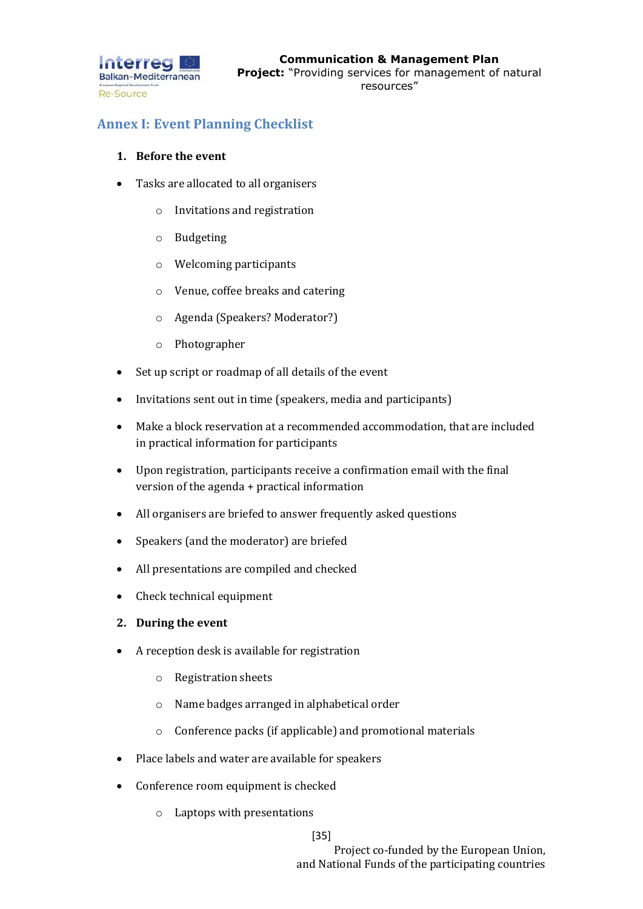## Annex I: Event Planning Checklist

1. **Before the event**

- Tasks are allocated to all organisers
    - Invitations and registration
    - Budgeting
    - Welcoming participants
    - Venue, coffee breaks and catering
    - Agenda (Speakers? Moderator?)
    - Photographer
- Set up script or roadmap of all details of the event
- Invitations sent out in time (speakers, media and participants)
- Make a block reservation at a recommended accommodation, that are included in practical information for participants
- Upon registration, participants receive a confirmation email with the final version of the agenda + practical information
- All organisers are briefed to answer frequently asked questions
- Speakers (and the moderator) are briefed
- All presentations are compiled and checked
- Check technical equipment

2. **During the event**

- A reception desk is available for registration
    - Registration sheets
    - Name badges arranged in alphabetical order
    - Conference packs (if applicable) and promotional materials
- Place labels and water are available for speakers
- Conference room equipment is checked
    - Laptops with presentations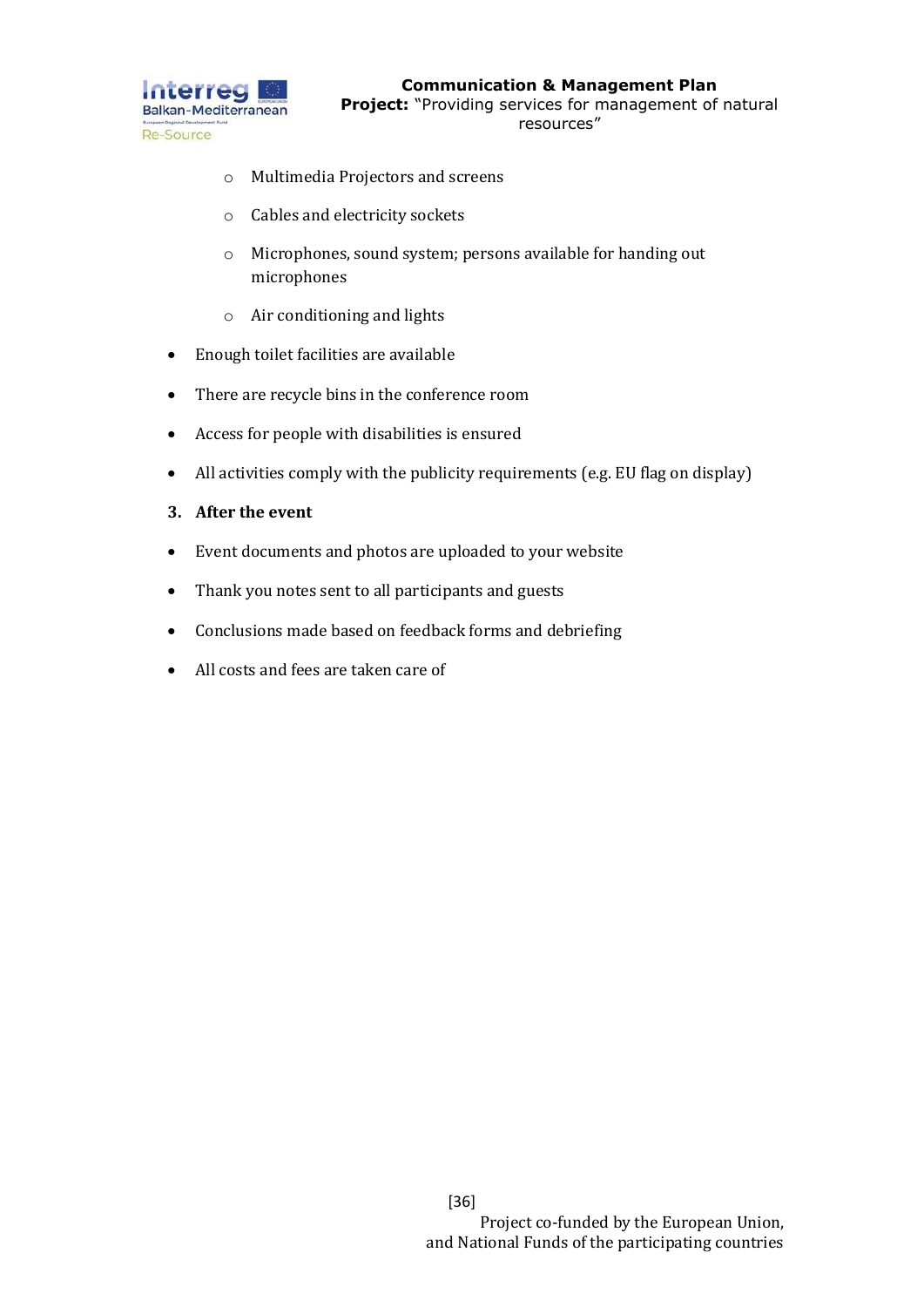- Multimedia Projectors and screens
    - Cables and electricity sockets
    - Microphones, sound system; persons available for handing out microphones
    - Air conditioning and lights
- Enough toilet facilities are available
- There are recycle bins in the conference room
- Access for people with disabilities is ensured
- All activities comply with the publicity requirements (e.g. EU flag on display)

**3. After the event**

- Event documents and photos are uploaded to your website
- Thank you notes sent to all participants and guests
- Conclusions made based on feedback forms and debriefing
- All costs and fees are taken care of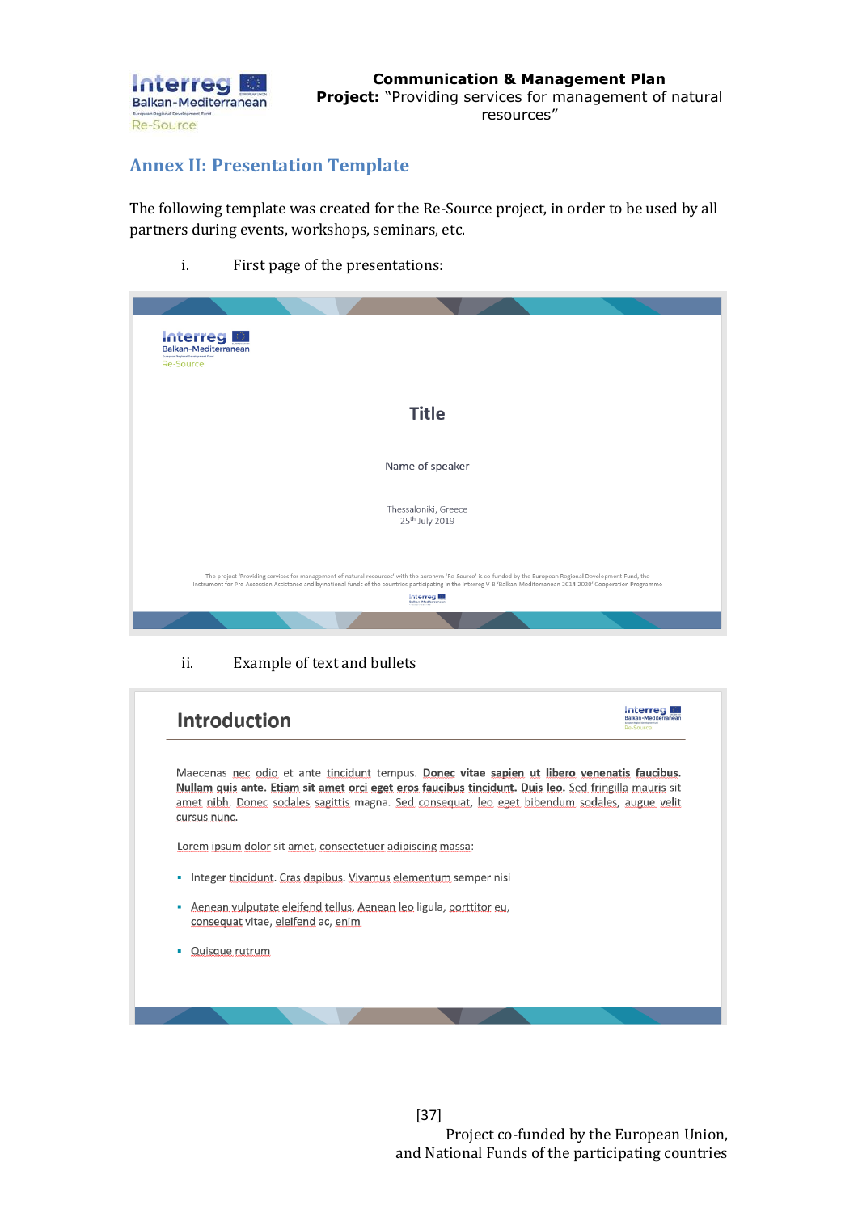## Annex II: Presentation Template

The following template was created for the Re-Source project, in order to be used by all partners during events, workshops, seminars, etc.

i. First page of the presentations:

Title

Name of speaker

Thessaloniki, Greece
25th July 2019

The project 'Providing services for management of natural resources' with the acronym 'Re-Source' is co-funded by the European Regional Development Fund, the Instrument for Pre-Accession Assistance and by national funds of the countries participating in the Interreg V-B 'Balkan-Mediterranean 2014-2020' Cooperation Programme

ii. Example of text and bullets

Introduction

Maecenas nec odio et ante tincidunt tempus. **Donec vitae sapien ut libero venenatis faucibus. Nullam quis ante. Etiam sit amet orci eget eros faucibus tincidunt. Duis leo.** Sed fringilla mauris sit amet nibh. Donec sodales sagittis magna. Sed consequat, leo eget bibendum sodales, augue velit cursus nunc.

Lorem ipsum dolor sit amet, consectetuer adipiscing massa:

- Integer tincidunt. Cras dapibus. Vivamus elementum semper nisi
- Aenean vulputate eleifend tellus. Aenean leo ligula, porttitor eu, consequat vitae, eleifend ac, enim
- Quisque rutrum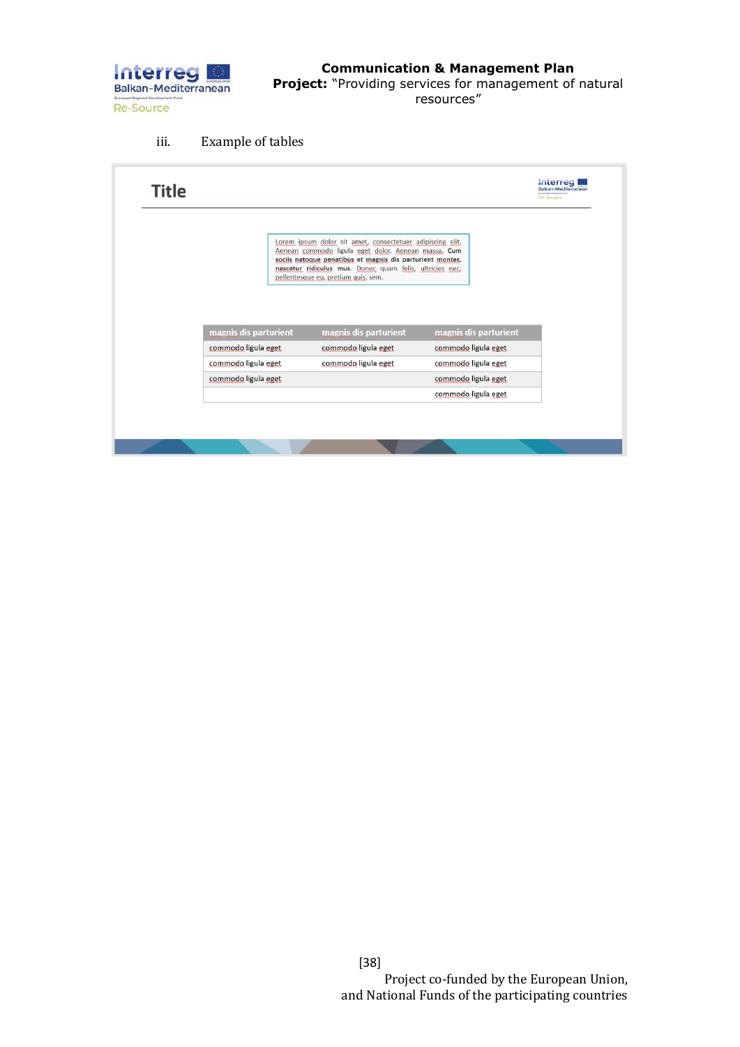iii. Example of tables

# Title

Lorem ipsum dolor sit amet, consectetuer adipiscing elit. Aenean commodo ligula eget dolor. Aenean massa. **Cum sociis natoque penatibus et magnis dis parturient montes, nascetur ridiculus mus.** Donec quam felis, ultricies nec, pellentesque eu, pretium quis, sem.

| magnis dis parturient | magnis dis parturient | magnis dis parturient |
|---|---|---|
| commodo ligula eget | commodo ligula eget | commodo ligula eget |
| commodo ligula eget | commodo ligula eget | commodo ligula eget |
| commodo ligula eget | | commodo ligula eget |
| | | commodo ligula eget |